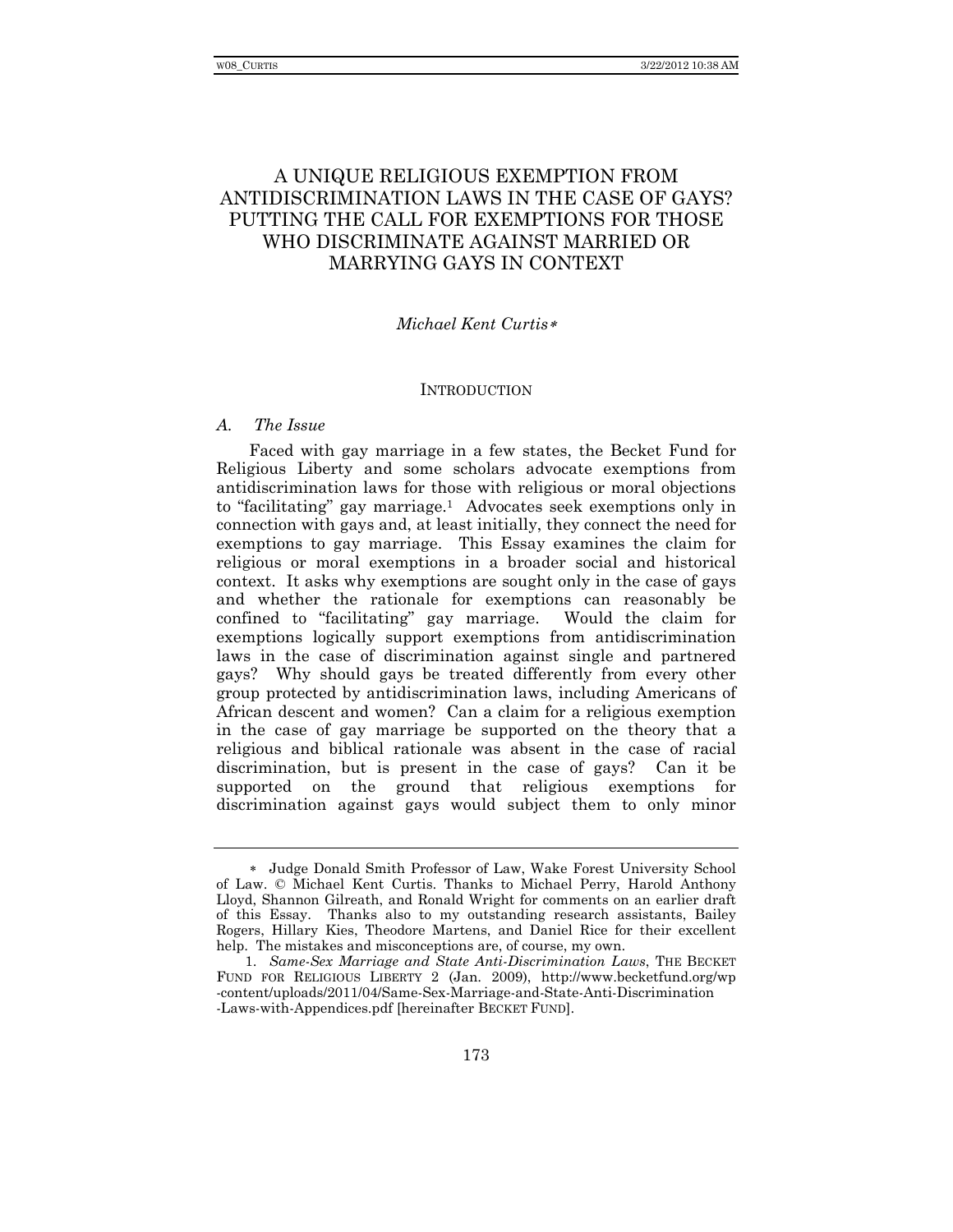# A UNIQUE RELIGIOUS EXEMPTION FROM ANTIDISCRIMINATION LAWS IN THE CASE OF GAYS? PUTTING THE CALL FOR EXEMPTIONS FOR THOSE WHO DISCRIMINATE AGAINST MARRIED OR MARRYING GAYS IN CONTEXT

*Michael Kent Curtis*[*]

## INTRODUCTION

### *A. The Issue*

Faced with gay marriage in a few states, the Becket Fund for Religious Liberty and some scholars advocate exemptions from antidiscrimination laws for those with religious or moral objections to "facilitating" gay marriage.[1] Advocates seek exemptions only in connection with gays and, at least initially, they connect the need for exemptions to gay marriage. This Essay examines the claim for religious or moral exemptions in a broader social and historical context. It asks why exemptions are sought only in the case of gays and whether the rationale for exemptions can reasonably be confined to "facilitating" gay marriage. Would the claim for exemptions logically support exemptions from antidiscrimination laws in the case of discrimination against single and partnered gays? Why should gays be treated differently from every other group protected by antidiscrimination laws, including Americans of African descent and women? Can a claim for a religious exemption in the case of gay marriage be supported on the theory that a religious and biblical rationale was absent in the case of racial discrimination, but is present in the case of gays? Can it be supported on the ground that religious exemptions for discrimination against gays would subject them to only minor

---

[*] Judge Donald Smith Professor of Law, Wake Forest University School of Law. © Michael Kent Curtis. Thanks to Michael Perry, Harold Anthony Lloyd, Shannon Gilreath, and Ronald Wright for comments on an earlier draft of this Essay. Thanks also to my outstanding research assistants, Bailey Rogers, Hillary Kies, Theodore Martens, and Daniel Rice for their excellent help. The mistakes and misconceptions are, of course, my own.

1. *Same-Sex Marriage and State Anti-Discrimination Laws*, THE BECKET FUND FOR RELIGIOUS LIBERTY 2 (Jan. 2009), http://www.becketfund.org/wp-content/uploads/2011/04/Same-Sex-Marriage-and-State-Anti-Discrimination-Laws-with-Appendices.pdf [hereinafter BECKET FUND].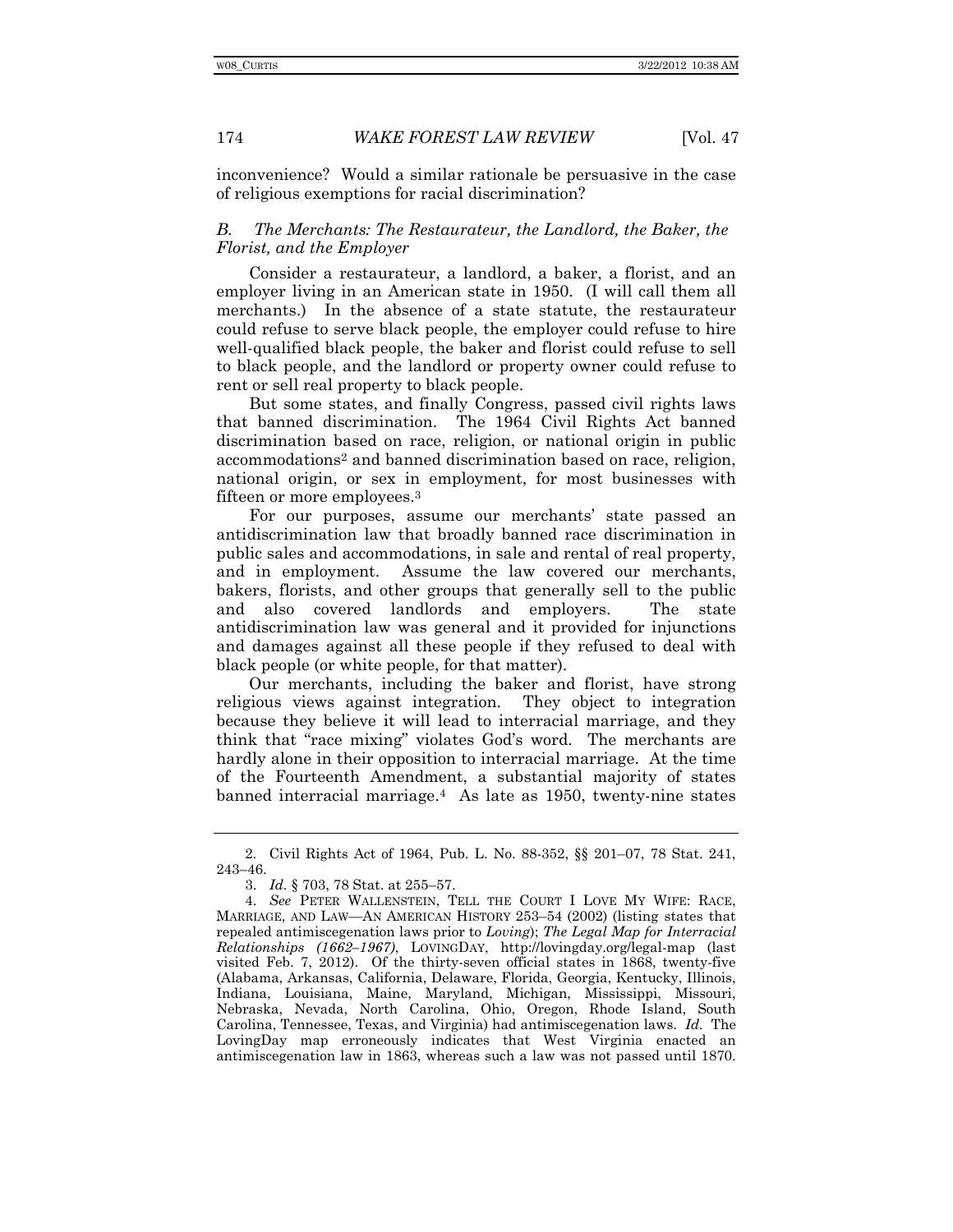inconvenience? Would a similar rationale be persuasive in the case of religious exemptions for racial discrimination?

### *B. The Merchants: The Restaurateur, the Landlord, the Baker, the Florist, and the Employer*

Consider a restaurateur, a landlord, a baker, a florist, and an employer living in an American state in 1950. (I will call them all merchants.) In the absence of a state statute, the restaurateur could refuse to serve black people, the employer could refuse to hire well-qualified black people, the baker and florist could refuse to sell to black people, and the landlord or property owner could refuse to rent or sell real property to black people.

But some states, and finally Congress, passed civil rights laws that banned discrimination. The 1964 Civil Rights Act banned discrimination based on race, religion, or national origin in public accommodations[2] and banned discrimination based on race, religion, national origin, or sex in employment, for most businesses with fifteen or more employees.[3]

For our purposes, assume our merchants' state passed an antidiscrimination law that broadly banned race discrimination in public sales and accommodations, in sale and rental of real property, and in employment. Assume the law covered our merchants, bakers, florists, and other groups that generally sell to the public and also covered landlords and employers. The state antidiscrimination law was general and it provided for injunctions and damages against all these people if they refused to deal with black people (or white people, for that matter).

Our merchants, including the baker and florist, have strong religious views against integration. They object to integration because they believe it will lead to interracial marriage, and they think that "race mixing" violates God's word. The merchants are hardly alone in their opposition to interracial marriage. At the time of the Fourteenth Amendment, a substantial majority of states banned interracial marriage.[4] As late as 1950, twenty-nine states

---

2. Civil Rights Act of 1964, Pub. L. No. 88-352, §§ 201–07, 78 Stat. 241, 243–46.

3. *Id.* § 703, 78 Stat. at 255–57.

4. *See* PETER WALLENSTEIN, TELL THE COURT I LOVE MY WIFE: RACE, MARRIAGE, AND LAW—AN AMERICAN HISTORY 253–54 (2002) (listing states that repealed antimiscegenation laws prior to *Loving*); *The Legal Map for Interracial Relationships (1662–1967)*, LOVINGDAY, http://lovingday.org/legal-map (last visited Feb. 7, 2012). Of the thirty-seven official states in 1868, twenty-five (Alabama, Arkansas, California, Delaware, Florida, Georgia, Kentucky, Illinois, Indiana, Louisiana, Maine, Maryland, Michigan, Mississippi, Missouri, Nebraska, Nevada, North Carolina, Ohio, Oregon, Rhode Island, South Carolina, Tennessee, Texas, and Virginia) had antimiscegenation laws. *Id.* The LovingDay map erroneously indicates that West Virginia enacted an antimiscegenation law in 1863, whereas such a law was not passed until 1870.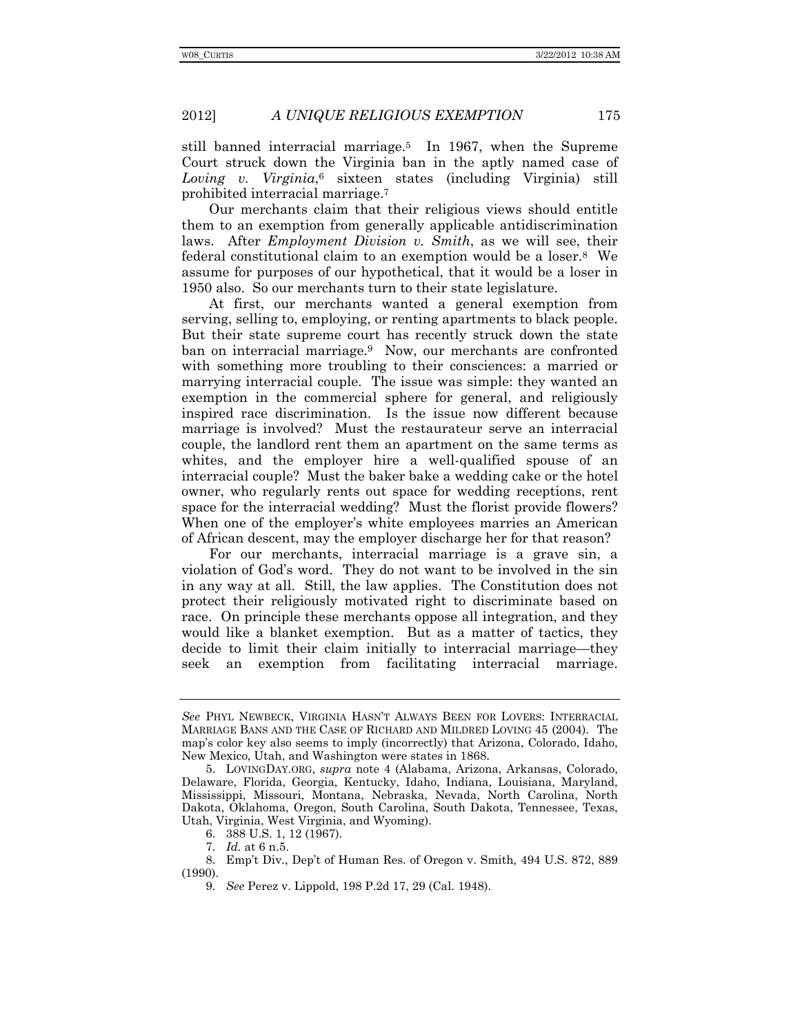still banned interracial marriage.[5] In 1967, when the Supreme Court struck down the Virginia ban in the aptly named case of *Loving v. Virginia*,[6] sixteen states (including Virginia) still prohibited interracial marriage.[7]

Our merchants claim that their religious views should entitle them to an exemption from generally applicable antidiscrimination laws. After *Employment Division v. Smith*, as we will see, their federal constitutional claim to an exemption would be a loser.[8] We assume for purposes of our hypothetical, that it would be a loser in 1950 also. So our merchants turn to their state legislature.

At first, our merchants wanted a general exemption from serving, selling to, employing, or renting apartments to black people. But their state supreme court has recently struck down the state ban on interracial marriage.[9] Now, our merchants are confronted with something more troubling to their consciences: a married or marrying interracial couple. The issue was simple: they wanted an exemption in the commercial sphere for general, and religiously inspired race discrimination. Is the issue now different because marriage is involved? Must the restaurateur serve an interracial couple, the landlord rent them an apartment on the same terms as whites, and the employer hire a well-qualified spouse of an interracial couple? Must the baker bake a wedding cake or the hotel owner, who regularly rents out space for wedding receptions, rent space for the interracial wedding? Must the florist provide flowers? When one of the employer's white employees marries an American of African descent, may the employer discharge her for that reason?

For our merchants, interracial marriage is a grave sin, a violation of God's word. They do not want to be involved in the sin in any way at all. Still, the law applies. The Constitution does not protect their religiously motivated right to discriminate based on race. On principle these merchants oppose all integration, and they would like a blanket exemption. But as a matter of tactics, they decide to limit their claim initially to interracial marriage—they seek an exemption from facilitating interracial marriage.

---

*See* PHYL NEWBECK, VIRGINIA HASN'T ALWAYS BEEN FOR LOVERS: INTERRACIAL MARRIAGE BANS AND THE CASE OF RICHARD AND MILDRED LOVING 45 (2004). The map's color key also seems to imply (incorrectly) that Arizona, Colorado, Idaho, New Mexico, Utah, and Washington were states in 1868.

5. LOVINGDAY.ORG, *supra* note 4 (Alabama, Arizona, Arkansas, Colorado, Delaware, Florida, Georgia, Kentucky, Idaho, Indiana, Louisiana, Maryland, Mississippi, Missouri, Montana, Nebraska, Nevada, North Carolina, North Dakota, Oklahoma, Oregon, South Carolina, South Dakota, Tennessee, Texas, Utah, Virginia, West Virginia, and Wyoming).

6. 388 U.S. 1, 12 (1967).

7. *Id.* at 6 n.5.

8. Emp't Div., Dep't of Human Res. of Oregon v. Smith*,* 494 U.S. 872, 889 (1990).

9. *See* Perez v. Lippold, 198 P.2d 17, 29 (Cal. 1948).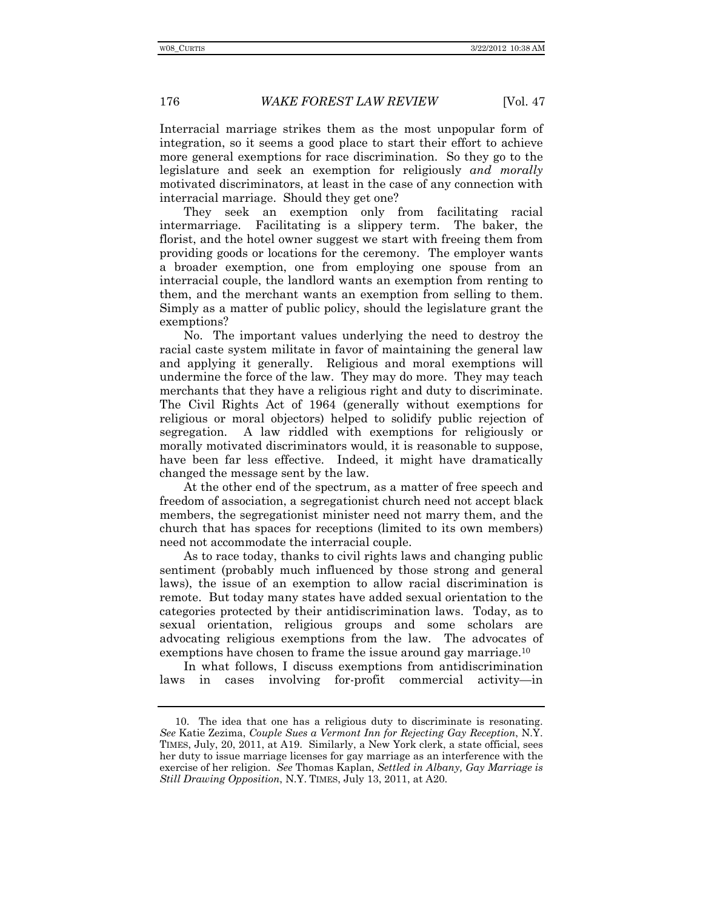Interracial marriage strikes them as the most unpopular form of integration, so it seems a good place to start their effort to achieve more general exemptions for race discrimination. So they go to the legislature and seek an exemption for religiously *and morally* motivated discriminators, at least in the case of any connection with interracial marriage. Should they get one?

They seek an exemption only from facilitating racial intermarriage. Facilitating is a slippery term. The baker, the florist, and the hotel owner suggest we start with freeing them from providing goods or locations for the ceremony. The employer wants a broader exemption, one from employing one spouse from an interracial couple, the landlord wants an exemption from renting to them, and the merchant wants an exemption from selling to them. Simply as a matter of public policy, should the legislature grant the exemptions?

No. The important values underlying the need to destroy the racial caste system militate in favor of maintaining the general law and applying it generally. Religious and moral exemptions will undermine the force of the law. They may do more. They may teach merchants that they have a religious right and duty to discriminate. The Civil Rights Act of 1964 (generally without exemptions for religious or moral objectors) helped to solidify public rejection of segregation. A law riddled with exemptions for religiously or morally motivated discriminators would, it is reasonable to suppose, have been far less effective. Indeed, it might have dramatically changed the message sent by the law.

At the other end of the spectrum, as a matter of free speech and freedom of association, a segregationist church need not accept black members, the segregationist minister need not marry them, and the church that has spaces for receptions (limited to its own members) need not accommodate the interracial couple.

As to race today, thanks to civil rights laws and changing public sentiment (probably much influenced by those strong and general laws), the issue of an exemption to allow racial discrimination is remote. But today many states have added sexual orientation to the categories protected by their antidiscrimination laws. Today, as to sexual orientation, religious groups and some scholars are advocating religious exemptions from the law. The advocates of exemptions have chosen to frame the issue around gay marriage.[10]

In what follows, I discuss exemptions from antidiscrimination laws in cases involving for-profit commercial activity—in

---

10. The idea that one has a religious duty to discriminate is resonating. *See* Katie Zezima, *Couple Sues a Vermont Inn for Rejecting Gay Reception*, N.Y. TIMES, July, 20, 2011, at A19. Similarly, a New York clerk, a state official, sees her duty to issue marriage licenses for gay marriage as an interference with the exercise of her religion. *See* Thomas Kaplan, *Settled in Albany, Gay Marriage is Still Drawing Opposition*, N.Y. TIMES, July 13, 2011, at A20.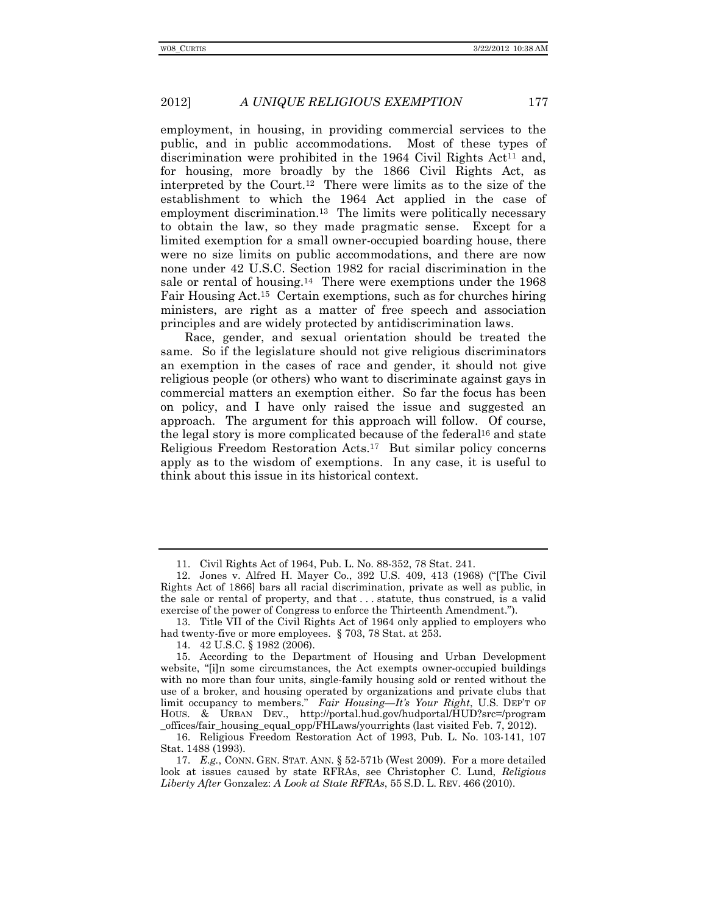employment, in housing, in providing commercial services to the public, and in public accommodations. Most of these types of discrimination were prohibited in the 1964 Civil Rights Act[11] and, for housing, more broadly by the 1866 Civil Rights Act, as interpreted by the Court.[12] There were limits as to the size of the establishment to which the 1964 Act applied in the case of employment discrimination.[13] The limits were politically necessary to obtain the law, so they made pragmatic sense. Except for a limited exemption for a small owner-occupied boarding house, there were no size limits on public accommodations, and there are now none under 42 U.S.C. Section 1982 for racial discrimination in the sale or rental of housing.[14] There were exemptions under the 1968 Fair Housing Act.[15] Certain exemptions, such as for churches hiring ministers, are right as a matter of free speech and association principles and are widely protected by antidiscrimination laws.

Race, gender, and sexual orientation should be treated the same. So if the legislature should not give religious discriminators an exemption in the cases of race and gender, it should not give religious people (or others) who want to discriminate against gays in commercial matters an exemption either. So far the focus has been on policy, and I have only raised the issue and suggested an approach. The argument for this approach will follow. Of course, the legal story is more complicated because of the federal[16] and state Religious Freedom Restoration Acts.[17] But similar policy concerns apply as to the wisdom of exemptions. In any case, it is useful to think about this issue in its historical context.

---

11. Civil Rights Act of 1964, Pub. L. No. 88-352, 78 Stat. 241.

12. Jones v. Alfred H. Mayer Co., 392 U.S. 409, 413 (1968) ("[The Civil Rights Act of 1866] bars all racial discrimination, private as well as public, in the sale or rental of property, and that . . . statute, thus construed, is a valid exercise of the power of Congress to enforce the Thirteenth Amendment.").

13. Title VII of the Civil Rights Act of 1964 only applied to employers who had twenty-five or more employees. § 703, 78 Stat. at 253.

14. 42 U.S.C. § 1982 (2006).

15. According to the Department of Housing and Urban Development website, "[i]n some circumstances, the Act exempts owner-occupied buildings with no more than four units, single-family housing sold or rented without the use of a broker, and housing operated by organizations and private clubs that limit occupancy to members." *Fair Housing—It's Your Right*, U.S. DEP'T OF HOUS. & URBAN DEV., http://portal.hud.gov/hudportal/HUD?src=/program_offices/fair_housing_equal_opp/FHLaws/yourrights (last visited Feb. 7, 2012).

16. Religious Freedom Restoration Act of 1993, Pub. L. No. 103-141, 107 Stat. 1488 (1993).

17. *E.g.*, CONN. GEN. STAT. ANN. § 52-571b (West 2009). For a more detailed look at issues caused by state RFRAs, see Christopher C. Lund, *Religious Liberty After* Gonzalez: *A Look at State RFRAs*, 55 S.D. L. REV. 466 (2010).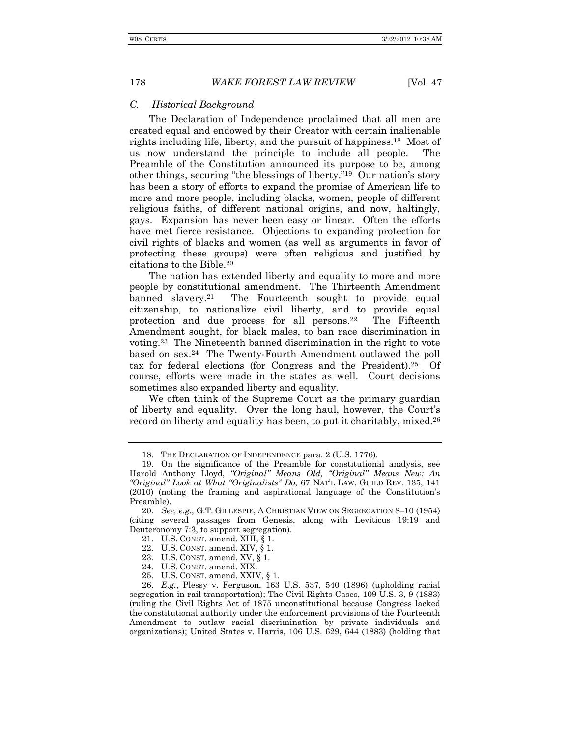### *C. Historical Background*

The Declaration of Independence proclaimed that all men are created equal and endowed by their Creator with certain inalienable rights including life, liberty, and the pursuit of happiness.[18] Most of us now understand the principle to include all people. The Preamble of the Constitution announced its purpose to be, among other things, securing "the blessings of liberty."[19] Our nation's story has been a story of efforts to expand the promise of American life to more and more people, including blacks, women, people of different religious faiths, of different national origins, and now, haltingly, gays. Expansion has never been easy or linear. Often the efforts have met fierce resistance. Objections to expanding protection for civil rights of blacks and women (as well as arguments in favor of protecting these groups) were often religious and justified by citations to the Bible.[20]

The nation has extended liberty and equality to more and more people by constitutional amendment. The Thirteenth Amendment banned slavery.[21] The Fourteenth sought to provide equal citizenship, to nationalize civil liberty, and to provide equal protection and due process for all persons.[22] The Fifteenth Amendment sought, for black males, to ban race discrimination in voting.[23] The Nineteenth banned discrimination in the right to vote based on sex.[24] The Twenty-Fourth Amendment outlawed the poll tax for federal elections (for Congress and the President).[25] Of course, efforts were made in the states as well. Court decisions sometimes also expanded liberty and equality.

We often think of the Supreme Court as the primary guardian of liberty and equality. Over the long haul, however, the Court's record on liberty and equality has been, to put it charitably, mixed.[26]

---

18. THE DECLARATION OF INDEPENDENCE para. 2 (U.S. 1776).

19. On the significance of the Preamble for constitutional analysis, see Harold Anthony Lloyd, *"Original" Means Old, "Original" Means New: An "Original" Look at What "Originalists" Do*, 67 NAT'L LAW. GUILD REV. 135, 141 (2010) (noting the framing and aspirational language of the Constitution's Preamble).

20. *See, e.g.*, G.T. GILLESPIE, A CHRISTIAN VIEW ON SEGREGATION 8–10 (1954) (citing several passages from Genesis, along with Leviticus 19:19 and Deuteronomy 7:3, to support segregation).

21. U.S. CONST. amend. XIII, § 1.

22. U.S. CONST. amend. XIV, § 1.

23. U.S. CONST. amend. XV, § 1.

24. U.S. CONST. amend. XIX.

25. U.S. CONST. amend. XXIV, § 1.

26. *E.g.*, Plessy v. Ferguson, 163 U.S. 537, 540 (1896) (upholding racial segregation in rail transportation); The Civil Rights Cases, 109 U.S. 3, 9 (1883) (ruling the Civil Rights Act of 1875 unconstitutional because Congress lacked the constitutional authority under the enforcement provisions of the Fourteenth Amendment to outlaw racial discrimination by private individuals and organizations); United States v. Harris, 106 U.S. 629, 644 (1883) (holding that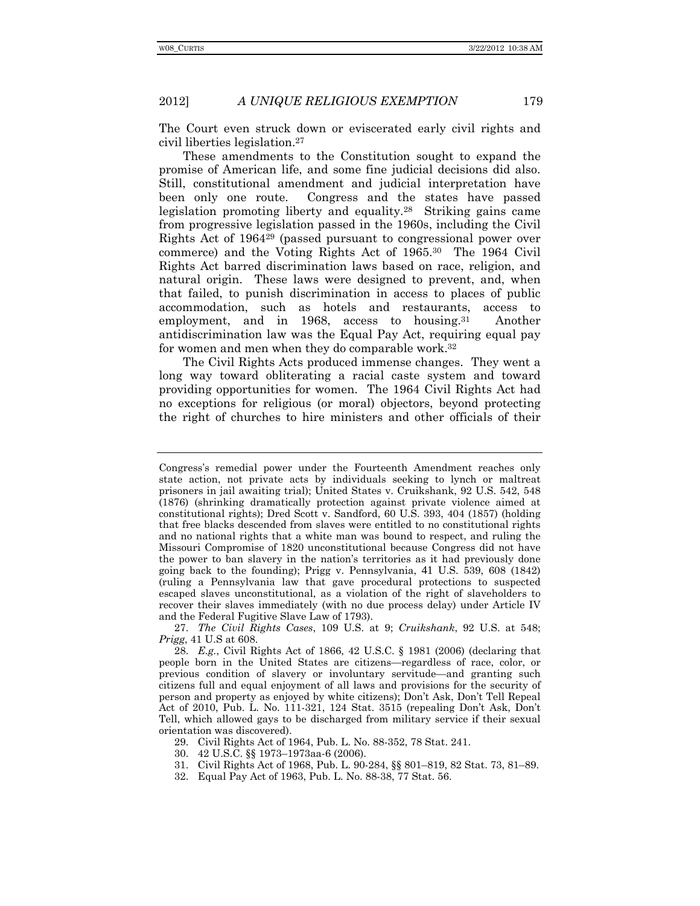The Court even struck down or eviscerated early civil rights and civil liberties legislation.[27]

These amendments to the Constitution sought to expand the promise of American life, and some fine judicial decisions did also. Still, constitutional amendment and judicial interpretation have been only one route. Congress and the states have passed legislation promoting liberty and equality.[28] Striking gains came from progressive legislation passed in the 1960s, including the Civil Rights Act of 1964[29] (passed pursuant to congressional power over commerce) and the Voting Rights Act of 1965.[30] The 1964 Civil Rights Act barred discrimination laws based on race, religion, and natural origin. These laws were designed to prevent, and, when that failed, to punish discrimination in access to places of public accommodation, such as hotels and restaurants, access to employment, and in 1968, access to housing.[31] Another antidiscrimination law was the Equal Pay Act, requiring equal pay for women and men when they do comparable work.[32]

The Civil Rights Acts produced immense changes. They went a long way toward obliterating a racial caste system and toward providing opportunities for women. The 1964 Civil Rights Act had no exceptions for religious (or moral) objectors, beyond protecting the right of churches to hire ministers and other officials of their

---

Congress's remedial power under the Fourteenth Amendment reaches only state action, not private acts by individuals seeking to lynch or maltreat prisoners in jail awaiting trial); United States v. Cruikshank, 92 U.S. 542, 548 (1876) (shrinking dramatically protection against private violence aimed at constitutional rights); Dred Scott v. Sandford, 60 U.S. 393, 404 (1857) (holding that free blacks descended from slaves were entitled to no constitutional rights and no national rights that a white man was bound to respect, and ruling the Missouri Compromise of 1820 unconstitutional because Congress did not have the power to ban slavery in the nation's territories as it had previously done going back to the founding); Prigg v. Pennsylvania, 41 U.S. 539, 608 (1842) (ruling a Pennsylvania law that gave procedural protections to suspected escaped slaves unconstitutional, as a violation of the right of slaveholders to recover their slaves immediately (with no due process delay) under Article IV and the Federal Fugitive Slave Law of 1793).

27. *The Civil Rights Cases*, 109 U.S. at 9; *Cruikshank*, 92 U.S. at 548; *Prigg*, 41 U.S at 608.

28. *E.g.*, Civil Rights Act of 1866, 42 U.S.C. § 1981 (2006) (declaring that people born in the United States are citizens—regardless of race, color, or previous condition of slavery or involuntary servitude—and granting such citizens full and equal enjoyment of all laws and provisions for the security of person and property as enjoyed by white citizens); Don't Ask, Don't Tell Repeal Act of 2010, Pub. L. No. 111-321, 124 Stat. 3515 (repealing Don't Ask, Don't Tell, which allowed gays to be discharged from military service if their sexual orientation was discovered).

29. Civil Rights Act of 1964, Pub. L. No. 88-352, 78 Stat. 241.

30. 42 U.S.C. §§ 1973–1973aa-6 (2006).

31. Civil Rights Act of 1968, Pub. L. 90-284, §§ 801–819, 82 Stat. 73, 81–89.

32. Equal Pay Act of 1963, Pub. L. No. 88-38, 77 Stat. 56.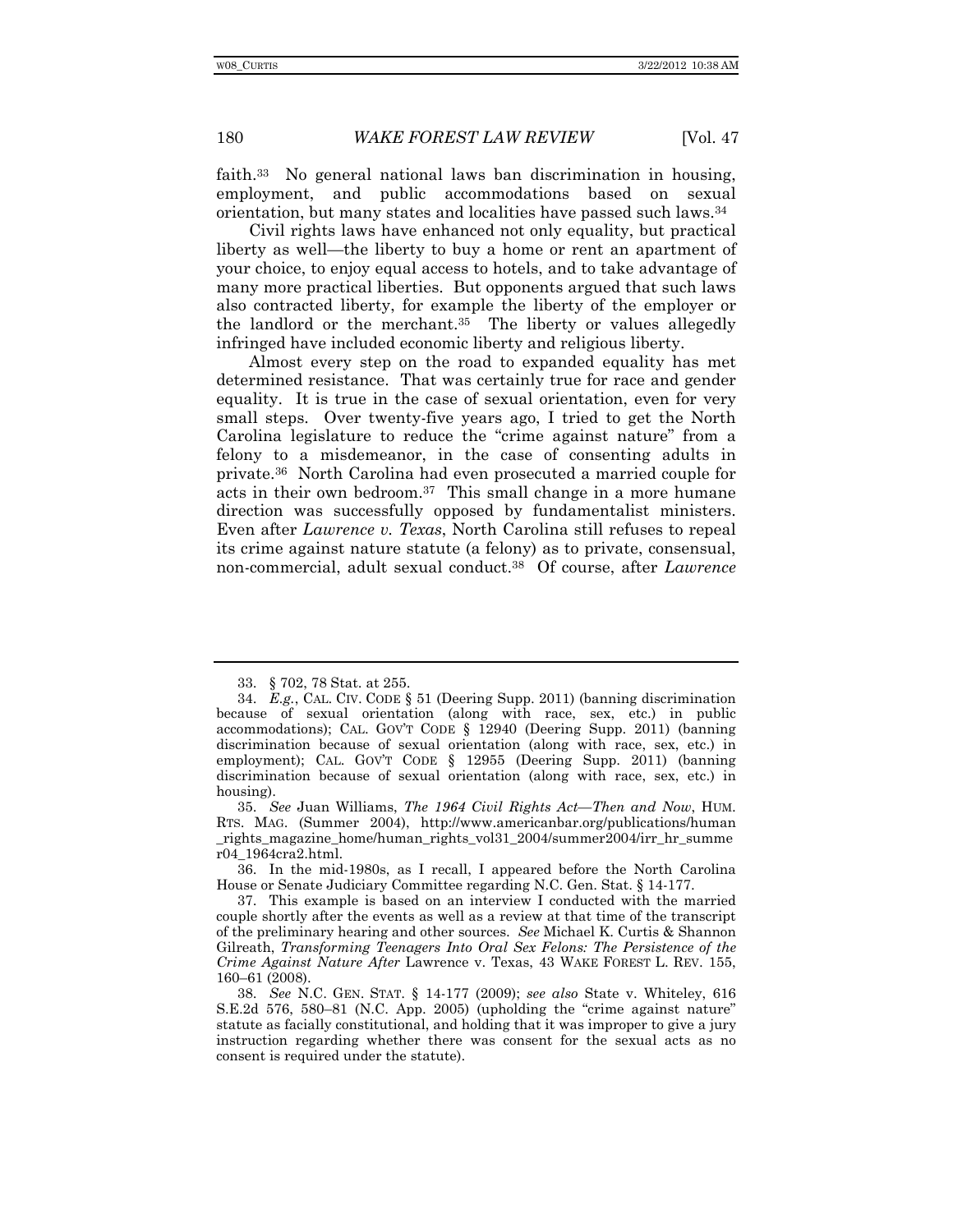faith.[33] No general national laws ban discrimination in housing, employment, and public accommodations based on sexual orientation, but many states and localities have passed such laws.[34]

Civil rights laws have enhanced not only equality, but practical liberty as well—the liberty to buy a home or rent an apartment of your choice, to enjoy equal access to hotels, and to take advantage of many more practical liberties. But opponents argued that such laws also contracted liberty, for example the liberty of the employer or the landlord or the merchant.[35] The liberty or values allegedly infringed have included economic liberty and religious liberty.

Almost every step on the road to expanded equality has met determined resistance. That was certainly true for race and gender equality. It is true in the case of sexual orientation, even for very small steps. Over twenty-five years ago, I tried to get the North Carolina legislature to reduce the "crime against nature" from a felony to a misdemeanor, in the case of consenting adults in private.[36] North Carolina had even prosecuted a married couple for acts in their own bedroom.[37] This small change in a more humane direction was successfully opposed by fundamentalist ministers. Even after *Lawrence v. Texas*, North Carolina still refuses to repeal its crime against nature statute (a felony) as to private, consensual, non-commercial, adult sexual conduct.[38] Of course, after *Lawrence*

---

33. § 702, 78 Stat. at 255.

34. *E.g.*, CAL. CIV. CODE § 51 (Deering Supp. 2011) (banning discrimination because of sexual orientation (along with race, sex, etc.) in public accommodations); CAL. GOV'T CODE § 12940 (Deering Supp. 2011) (banning discrimination because of sexual orientation (along with race, sex, etc.) in employment); CAL. GOV'T CODE § 12955 (Deering Supp. 2011) (banning discrimination because of sexual orientation (along with race, sex, etc.) in housing).

35. *See* Juan Williams, *The 1964 Civil Rights Act—Then and Now*, HUM. RTS. MAG. (Summer 2004), http://www.americanbar.org/publications/human_rights_magazine_home/human_rights_vol31_2004/summer2004/irr_hr_summer04_1964cra2.html.

36. In the mid-1980s, as I recall, I appeared before the North Carolina House or Senate Judiciary Committee regarding N.C. Gen. Stat. § 14-177.

37. This example is based on an interview I conducted with the married couple shortly after the events as well as a review at that time of the transcript of the preliminary hearing and other sources. *See* Michael K. Curtis & Shannon Gilreath, *Transforming Teenagers Into Oral Sex Felons: The Persistence of the Crime Against Nature After* Lawrence v. Texas, 43 WAKE FOREST L. REV. 155, 160–61 (2008).

38. *See* N.C. GEN. STAT. § 14-177 (2009); *see also* State v. Whiteley, 616 S.E.2d 576, 580–81 (N.C. App. 2005) (upholding the "crime against nature" statute as facially constitutional, and holding that it was improper to give a jury instruction regarding whether there was consent for the sexual acts as no consent is required under the statute).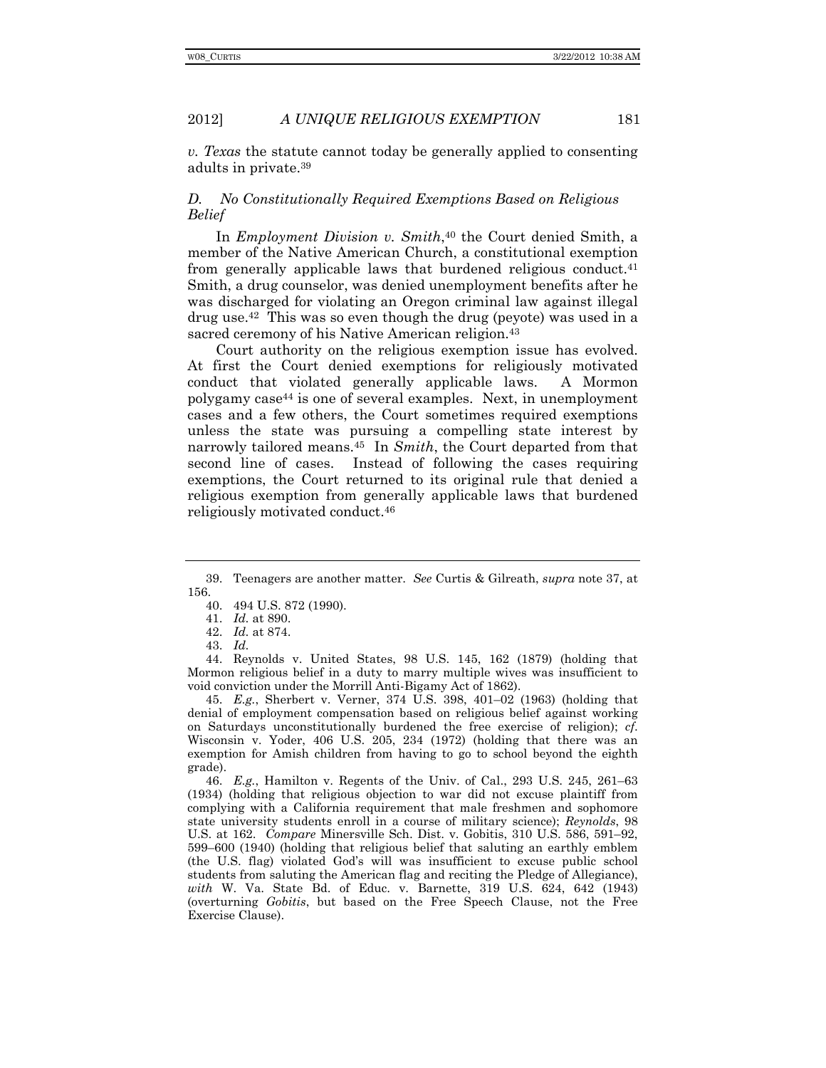*v. Texas* the statute cannot today be generally applied to consenting adults in private.[39]

### D. No Constitutionally Required Exemptions Based on Religious Belief

In *Employment Division v. Smith*,[40] the Court denied Smith, a member of the Native American Church, a constitutional exemption from generally applicable laws that burdened religious conduct.[41] Smith, a drug counselor, was denied unemployment benefits after he was discharged for violating an Oregon criminal law against illegal drug use.[42] This was so even though the drug (peyote) was used in a sacred ceremony of his Native American religion.[43]

Court authority on the religious exemption issue has evolved. At first the Court denied exemptions for religiously motivated conduct that violated generally applicable laws. A Mormon polygamy case[44] is one of several examples. Next, in unemployment cases and a few others, the Court sometimes required exemptions unless the state was pursuing a compelling state interest by narrowly tailored means.[45] In *Smith*, the Court departed from that second line of cases. Instead of following the cases requiring exemptions, the Court returned to its original rule that denied a religious exemption from generally applicable laws that burdened religiously motivated conduct.[46]

---

39. Teenagers are another matter. *See* Curtis & Gilreath, *supra* note 37, at 156.

40. 494 U.S. 872 (1990).

41. *Id.* at 890.

42. *Id.* at 874.

43. *Id.*

44. Reynolds v. United States, 98 U.S. 145, 162 (1879) (holding that Mormon religious belief in a duty to marry multiple wives was insufficient to void conviction under the Morrill Anti-Bigamy Act of 1862).

45. *E.g.*, Sherbert v. Verner, 374 U.S. 398, 401–02 (1963) (holding that denial of employment compensation based on religious belief against working on Saturdays unconstitutionally burdened the free exercise of religion); *cf.* Wisconsin v. Yoder, 406 U.S. 205, 234 (1972) (holding that there was an exemption for Amish children from having to go to school beyond the eighth grade).

46. *E.g.*, Hamilton v. Regents of the Univ. of Cal., 293 U.S. 245, 261–63 (1934) (holding that religious objection to war did not excuse plaintiff from complying with a California requirement that male freshmen and sophomore state university students enroll in a course of military science); *Reynolds*, 98 U.S. at 162. *Compare* Minersville Sch. Dist. v. Gobitis, 310 U.S. 586, 591–92, 599–600 (1940) (holding that religious belief that saluting an earthly emblem (the U.S. flag) violated God's will was insufficient to excuse public school students from saluting the American flag and reciting the Pledge of Allegiance), *with* W. Va. State Bd. of Educ. v. Barnette, 319 U.S. 624, 642 (1943) (overturning *Gobitis*, but based on the Free Speech Clause, not the Free Exercise Clause).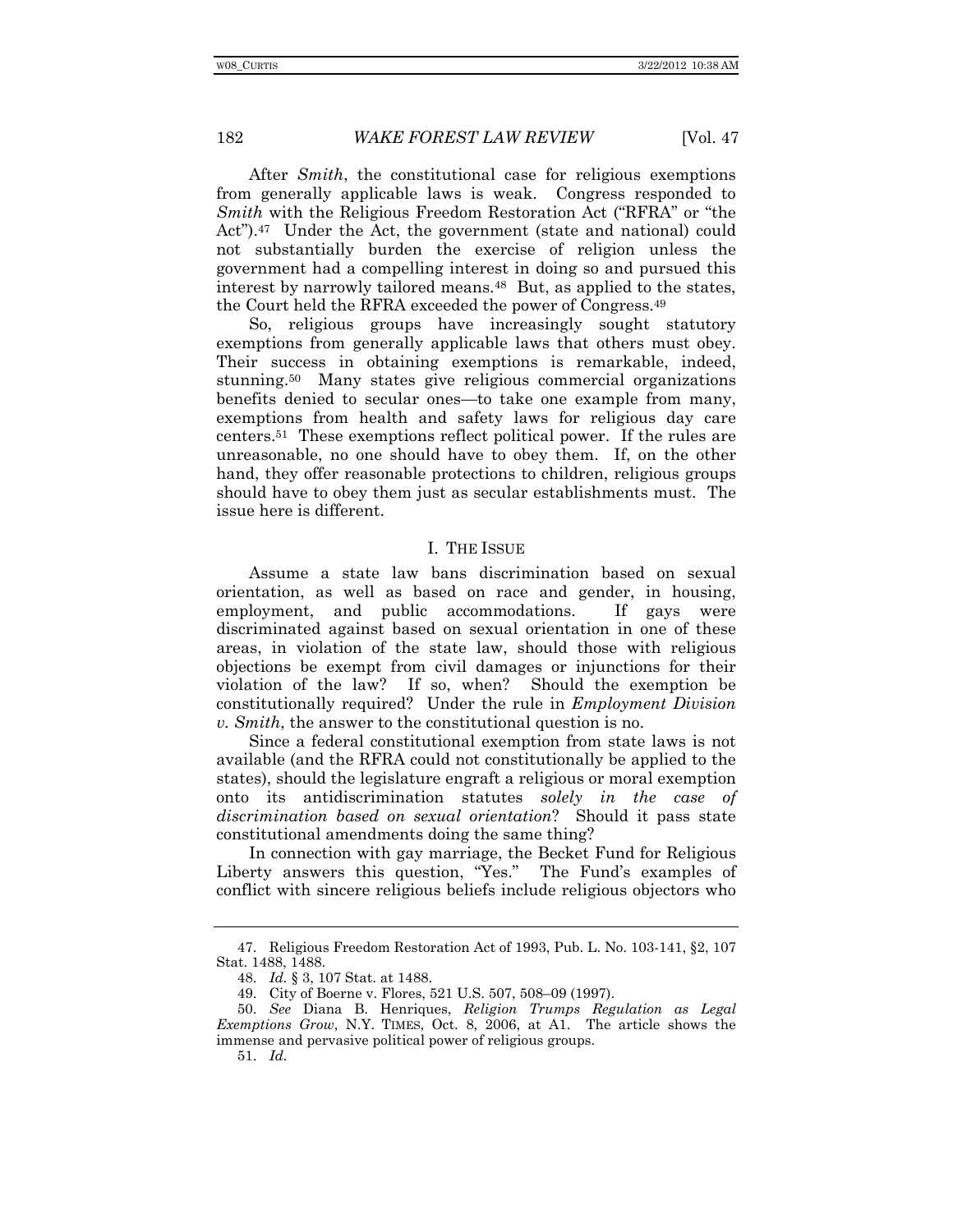After *Smith*, the constitutional case for religious exemptions from generally applicable laws is weak. Congress responded to *Smith* with the Religious Freedom Restoration Act ("RFRA" or "the Act").[47] Under the Act, the government (state and national) could not substantially burden the exercise of religion unless the government had a compelling interest in doing so and pursued this interest by narrowly tailored means.[48] But, as applied to the states, the Court held the RFRA exceeded the power of Congress.[49]

So, religious groups have increasingly sought statutory exemptions from generally applicable laws that others must obey. Their success in obtaining exemptions is remarkable, indeed, stunning.[50] Many states give religious commercial organizations benefits denied to secular ones—to take one example from many, exemptions from health and safety laws for religious day care centers.[51] These exemptions reflect political power. If the rules are unreasonable, no one should have to obey them. If, on the other hand, they offer reasonable protections to children, religious groups should have to obey them just as secular establishments must. The issue here is different.

## I. THE ISSUE

Assume a state law bans discrimination based on sexual orientation, as well as based on race and gender, in housing, employment, and public accommodations. If gays were discriminated against based on sexual orientation in one of these areas, in violation of the state law, should those with religious objections be exempt from civil damages or injunctions for their violation of the law? If so, when? Should the exemption be constitutionally required? Under the rule in *Employment Division v. Smith*, the answer to the constitutional question is no.

Since a federal constitutional exemption from state laws is not available (and the RFRA could not constitutionally be applied to the states), should the legislature engraft a religious or moral exemption onto its antidiscrimination statutes *solely in the case of discrimination based on sexual orientation*? Should it pass state constitutional amendments doing the same thing?

In connection with gay marriage, the Becket Fund for Religious Liberty answers this question, "Yes." The Fund's examples of conflict with sincere religious beliefs include religious objectors who

---

47. Religious Freedom Restoration Act of 1993, Pub. L. No. 103-141, §2, 107 Stat. 1488, 1488.

48. *Id.* § 3, 107 Stat. at 1488.

49. City of Boerne v. Flores, 521 U.S. 507, 508–09 (1997).

50. *See* Diana B. Henriques, *Religion Trumps Regulation as Legal Exemptions Grow*, N.Y. TIMES, Oct. 8, 2006, at A1. The article shows the immense and pervasive political power of religious groups.

51. *Id.*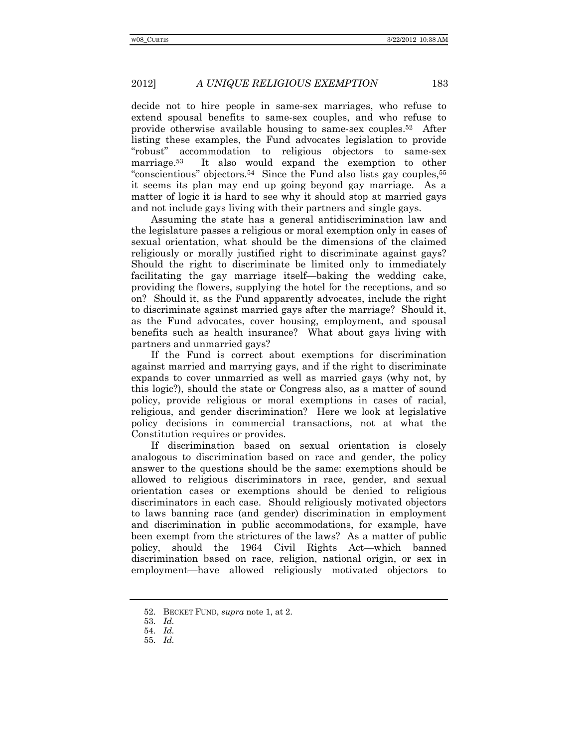decide not to hire people in same-sex marriages, who refuse to extend spousal benefits to same-sex couples, and who refuse to provide otherwise available housing to same-sex couples.[52] After listing these examples, the Fund advocates legislation to provide "robust" accommodation to religious objectors to same-sex marriage.[53] It also would expand the exemption to other "conscientious" objectors.[54] Since the Fund also lists gay couples,[55] it seems its plan may end up going beyond gay marriage. As a matter of logic it is hard to see why it should stop at married gays and not include gays living with their partners and single gays.

Assuming the state has a general antidiscrimination law and the legislature passes a religious or moral exemption only in cases of sexual orientation, what should be the dimensions of the claimed religiously or morally justified right to discriminate against gays? Should the right to discriminate be limited only to immediately facilitating the gay marriage itself—baking the wedding cake, providing the flowers, supplying the hotel for the receptions, and so on? Should it, as the Fund apparently advocates, include the right to discriminate against married gays after the marriage? Should it, as the Fund advocates, cover housing, employment, and spousal benefits such as health insurance? What about gays living with partners and unmarried gays?

If the Fund is correct about exemptions for discrimination against married and marrying gays, and if the right to discriminate expands to cover unmarried as well as married gays (why not, by this logic?), should the state or Congress also, as a matter of sound policy, provide religious or moral exemptions in cases of racial, religious, and gender discrimination? Here we look at legislative policy decisions in commercial transactions, not at what the Constitution requires or provides.

If discrimination based on sexual orientation is closely analogous to discrimination based on race and gender, the policy answer to the questions should be the same: exemptions should be allowed to religious discriminators in race, gender, and sexual orientation cases or exemptions should be denied to religious discriminators in each case. Should religiously motivated objectors to laws banning race (and gender) discrimination in employment and discrimination in public accommodations, for example, have been exempt from the strictures of the laws? As a matter of public policy, should the 1964 Civil Rights Act—which banned discrimination based on race, religion, national origin, or sex in employment—have allowed religiously motivated objectors to

52. BECKET FUND, *supra* note 1, at 2.

53. *Id.*

54. *Id.*

55. *Id.*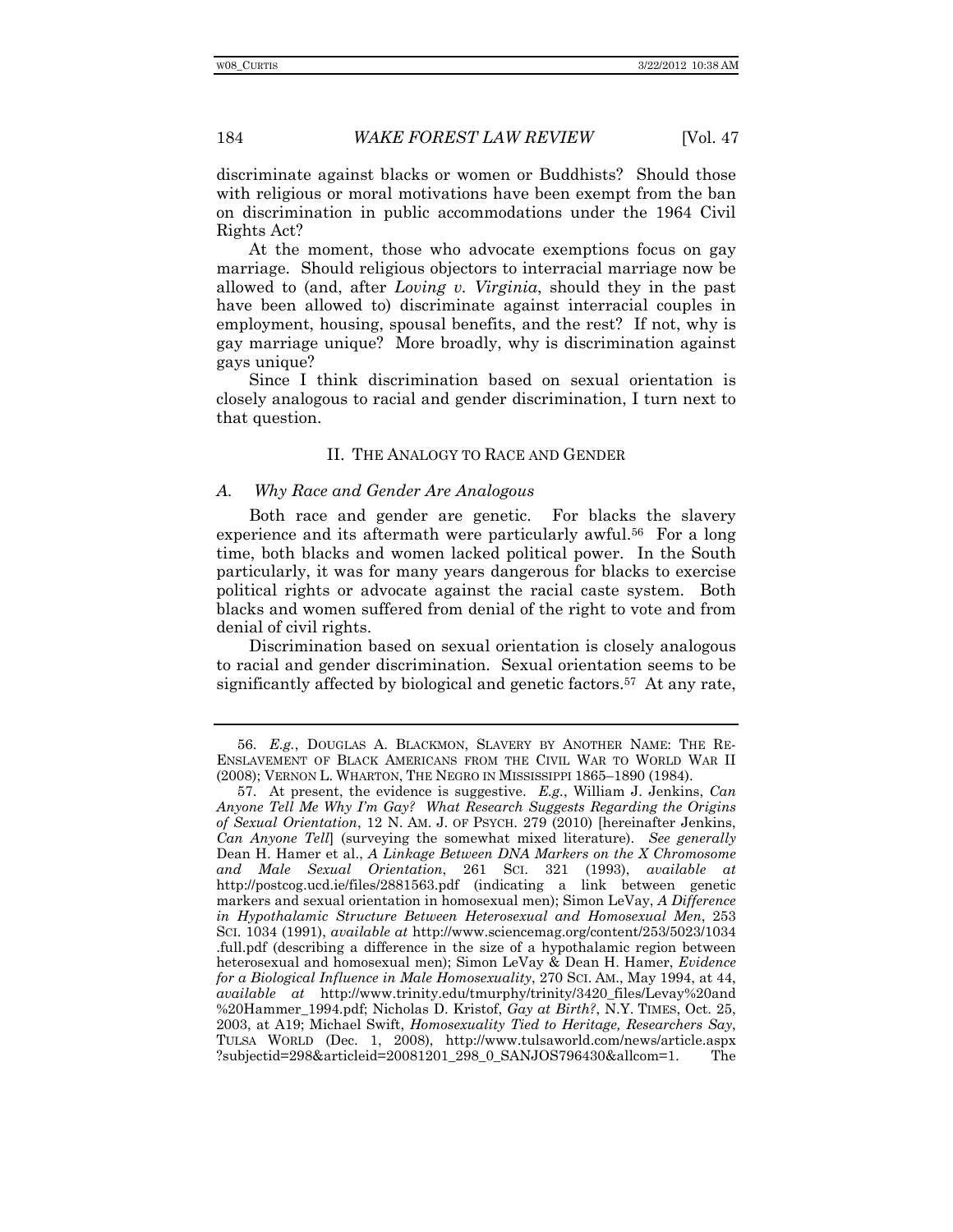discriminate against blacks or women or Buddhists? Should those with religious or moral motivations have been exempt from the ban on discrimination in public accommodations under the 1964 Civil Rights Act?

At the moment, those who advocate exemptions focus on gay marriage. Should religious objectors to interracial marriage now be allowed to (and, after *Loving v. Virginia*, should they in the past have been allowed to) discriminate against interracial couples in employment, housing, spousal benefits, and the rest? If not, why is gay marriage unique? More broadly, why is discrimination against gays unique?

Since I think discrimination based on sexual orientation is closely analogous to racial and gender discrimination, I turn next to that question.

## II. THE ANALOGY TO RACE AND GENDER

### *A. Why Race and Gender Are Analogous*

Both race and gender are genetic. For blacks the slavery experience and its aftermath were particularly awful.[56] For a long time, both blacks and women lacked political power. In the South particularly, it was for many years dangerous for blacks to exercise political rights or advocate against the racial caste system. Both blacks and women suffered from denial of the right to vote and from denial of civil rights.

Discrimination based on sexual orientation is closely analogous to racial and gender discrimination. Sexual orientation seems to be significantly affected by biological and genetic factors.[57] At any rate,

---

56. *E.g.*, DOUGLAS A. BLACKMON, SLAVERY BY ANOTHER NAME: THE RE-ENSLAVEMENT OF BLACK AMERICANS FROM THE CIVIL WAR TO WORLD WAR II (2008); VERNON L. WHARTON, THE NEGRO IN MISSISSIPPI 1865–1890 (1984).

57. At present, the evidence is suggestive. *E.g.*, William J. Jenkins, *Can Anyone Tell Me Why I'm Gay? What Research Suggests Regarding the Origins of Sexual Orientation*, 12 N. AM. J. OF PSYCH. 279 (2010) [hereinafter Jenkins, *Can Anyone Tell*] (surveying the somewhat mixed literature). *See generally* Dean H. Hamer et al., *A Linkage Between DNA Markers on the X Chromosome and Male Sexual Orientation*, 261 SCI. 321 (1993), *available at* http://postcog.ucd.ie/files/2881563.pdf (indicating a link between genetic markers and sexual orientation in homosexual men); Simon LeVay, *A Difference in Hypothalamic Structure Between Heterosexual and Homosexual Men*, 253 SCI. 1034 (1991), *available at* http://www.sciencemag.org/content/253/5023/1034.full.pdf (describing a difference in the size of a hypothalamic region between heterosexual and homosexual men); Simon LeVay & Dean H. Hamer, *Evidence for a Biological Influence in Male Homosexuality*, 270 SCI. AM., May 1994, at 44, *available at* http://www.trinity.edu/tmurphy/trinity/3420_files/Levay%20and%20Hammer_1994.pdf; Nicholas D. Kristof, *Gay at Birth?*, N.Y. TIMES, Oct. 25, 2003, at A19; Michael Swift, *Homosexuality Tied to Heritage, Researchers Say*, TULSA WORLD (Dec. 1, 2008), http://www.tulsaworld.com/news/article.aspx?subjectid=298&articleid=20081201_298_0_SANJOS796430&allcom=1. The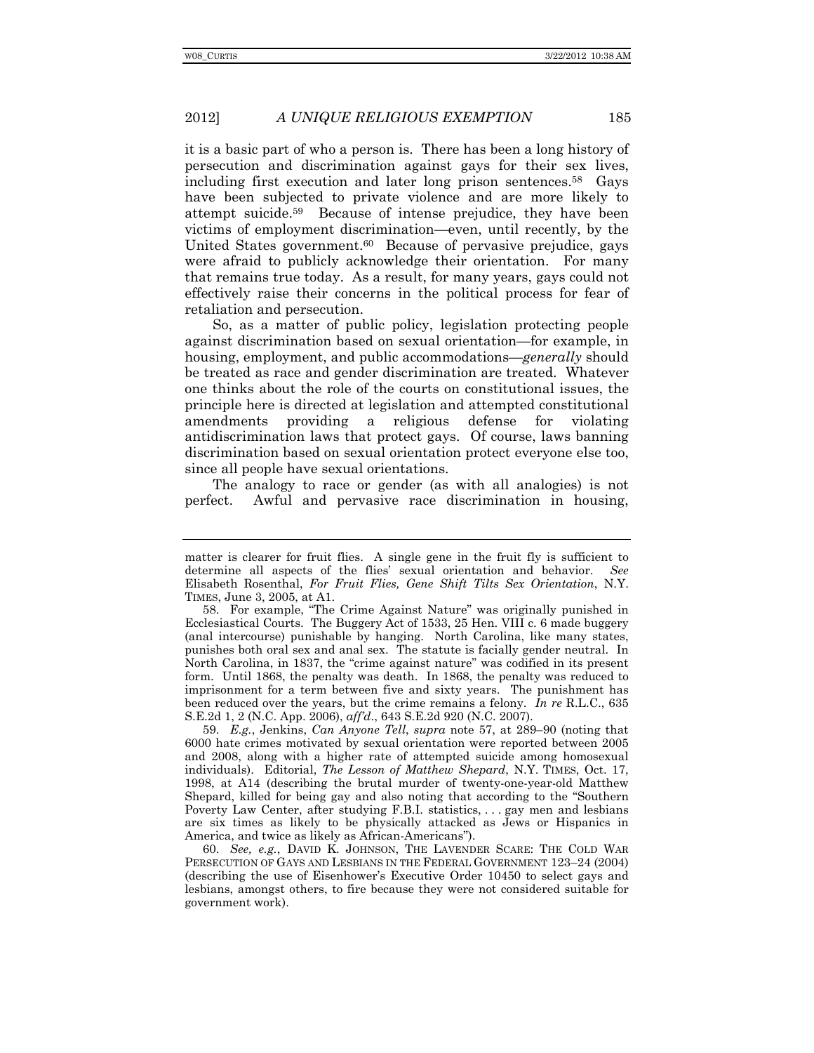it is a basic part of who a person is. There has been a long history of persecution and discrimination against gays for their sex lives, including first execution and later long prison sentences.[58] Gays have been subjected to private violence and are more likely to attempt suicide.[59] Because of intense prejudice, they have been victims of employment discrimination—even, until recently, by the United States government.[60] Because of pervasive prejudice, gays were afraid to publicly acknowledge their orientation. For many that remains true today. As a result, for many years, gays could not effectively raise their concerns in the political process for fear of retaliation and persecution.

So, as a matter of public policy, legislation protecting people against discrimination based on sexual orientation—for example, in housing, employment, and public accommodations—*generally* should be treated as race and gender discrimination are treated. Whatever one thinks about the role of the courts on constitutional issues, the principle here is directed at legislation and attempted constitutional amendments providing a religious defense for violating antidiscrimination laws that protect gays. Of course, laws banning discrimination based on sexual orientation protect everyone else too, since all people have sexual orientations.

The analogy to race or gender (as with all analogies) is not perfect. Awful and pervasive race discrimination in housing,

---

matter is clearer for fruit flies. A single gene in the fruit fly is sufficient to determine all aspects of the flies' sexual orientation and behavior. *See* Elisabeth Rosenthal, *For Fruit Flies, Gene Shift Tilts Sex Orientation*, N.Y. TIMES, June 3, 2005, at A1.

58. For example, "The Crime Against Nature" was originally punished in Ecclesiastical Courts. The Buggery Act of 1533, 25 Hen. VIII c. 6 made buggery (anal intercourse) punishable by hanging. North Carolina, like many states, punishes both oral sex and anal sex. The statute is facially gender neutral. In North Carolina, in 1837, the "crime against nature" was codified in its present form. Until 1868, the penalty was death. In 1868, the penalty was reduced to imprisonment for a term between five and sixty years. The punishment has been reduced over the years, but the crime remains a felony. *In re* R.L.C., 635 S.E.2d 1, 2 (N.C. App. 2006), *aff'd*., 643 S.E.2d 920 (N.C. 2007).

59. *E.g.*, Jenkins, *Can Anyone Tell*, *supra* note 57, at 289–90 (noting that 6000 hate crimes motivated by sexual orientation were reported between 2005 and 2008, along with a higher rate of attempted suicide among homosexual individuals). Editorial, *The Lesson of Matthew Shepard*, N.Y. TIMES, Oct. 17, 1998, at A14 (describing the brutal murder of twenty-one-year-old Matthew Shepard, killed for being gay and also noting that according to the "Southern Poverty Law Center, after studying F.B.I. statistics, . . . gay men and lesbians are six times as likely to be physically attacked as Jews or Hispanics in America, and twice as likely as African-Americans").

60. *See, e.g.*, DAVID K. JOHNSON, THE LAVENDER SCARE: THE COLD WAR PERSECUTION OF GAYS AND LESBIANS IN THE FEDERAL GOVERNMENT 123–24 (2004) (describing the use of Eisenhower's Executive Order 10450 to select gays and lesbians, amongst others, to fire because they were not considered suitable for government work).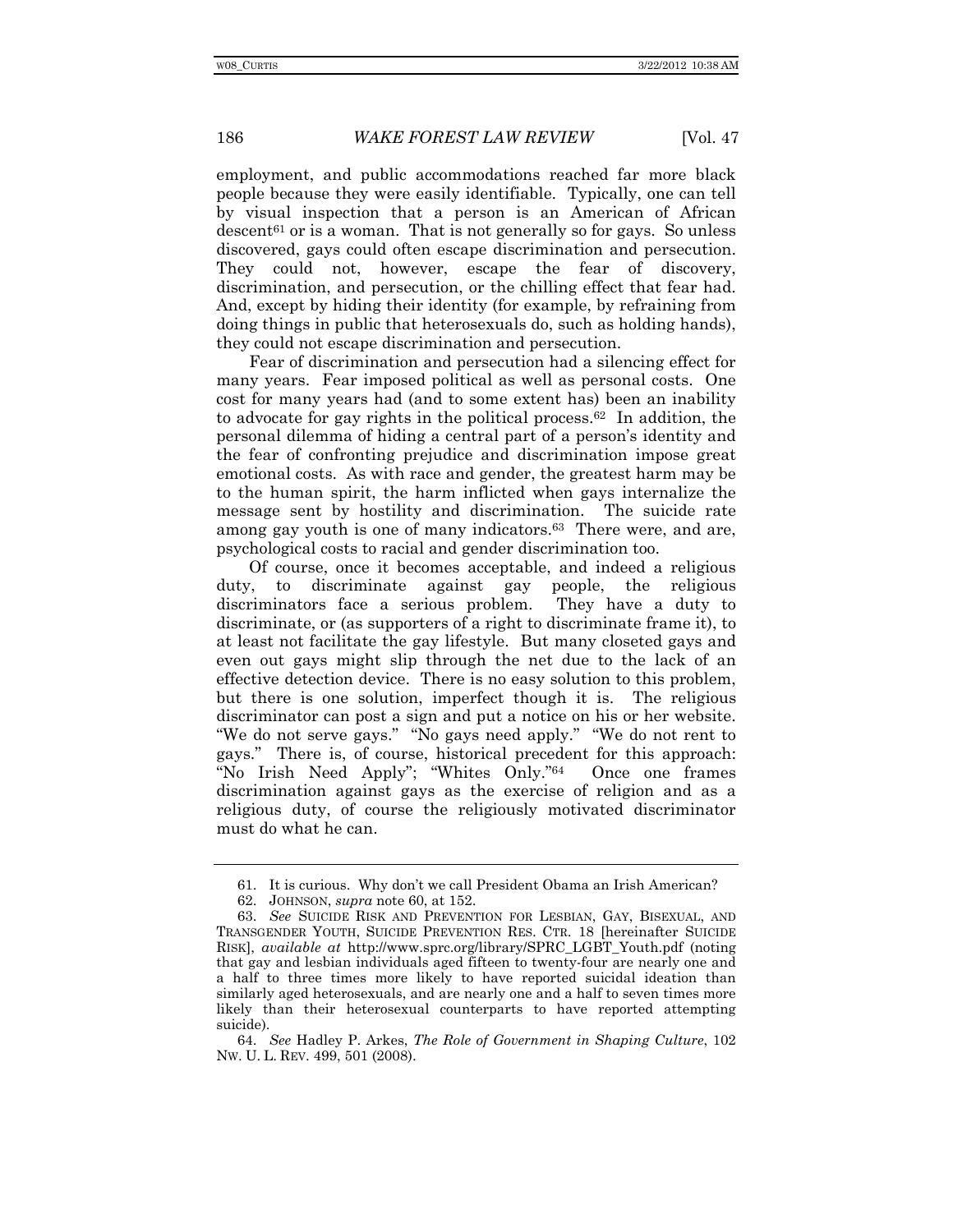employment, and public accommodations reached far more black people because they were easily identifiable. Typically, one can tell by visual inspection that a person is an American of African descent[61] or is a woman. That is not generally so for gays. So unless discovered, gays could often escape discrimination and persecution. They could not, however, escape the fear of discovery, discrimination, and persecution, or the chilling effect that fear had. And, except by hiding their identity (for example, by refraining from doing things in public that heterosexuals do, such as holding hands), they could not escape discrimination and persecution.

Fear of discrimination and persecution had a silencing effect for many years. Fear imposed political as well as personal costs. One cost for many years had (and to some extent has) been an inability to advocate for gay rights in the political process.[62] In addition, the personal dilemma of hiding a central part of a person's identity and the fear of confronting prejudice and discrimination impose great emotional costs. As with race and gender, the greatest harm may be to the human spirit, the harm inflicted when gays internalize the message sent by hostility and discrimination. The suicide rate among gay youth is one of many indicators.[63] There were, and are, psychological costs to racial and gender discrimination too.

Of course, once it becomes acceptable, and indeed a religious duty, to discriminate against gay people, the religious discriminators face a serious problem. They have a duty to discriminate, or (as supporters of a right to discriminate frame it), to at least not facilitate the gay lifestyle. But many closeted gays and even out gays might slip through the net due to the lack of an effective detection device. There is no easy solution to this problem, but there is one solution, imperfect though it is. The religious discriminator can post a sign and put a notice on his or her website. "We do not serve gays." "No gays need apply." "We do not rent to gays." There is, of course, historical precedent for this approach: "No Irish Need Apply"; "Whites Only."[64] Once one frames discrimination against gays as the exercise of religion and as a religious duty, of course the religiously motivated discriminator must do what he can.

---

61. It is curious. Why don't we call President Obama an Irish American?

62. JOHNSON, *supra* note 60, at 152.

63. *See* SUICIDE RISK AND PREVENTION FOR LESBIAN, GAY, BISEXUAL, AND TRANSGENDER YOUTH, SUICIDE PREVENTION RES. CTR. 18 [hereinafter SUICIDE RISK], *available at* http://www.sprc.org/library/SPRC_LGBT_Youth.pdf (noting that gay and lesbian individuals aged fifteen to twenty-four are nearly one and a half to three times more likely to have reported suicidal ideation than similarly aged heterosexuals, and are nearly one and a half to seven times more likely than their heterosexual counterparts to have reported attempting suicide).

64. *See* Hadley P. Arkes, *The Role of Government in Shaping Culture*, 102 NW. U. L. REV. 499, 501 (2008).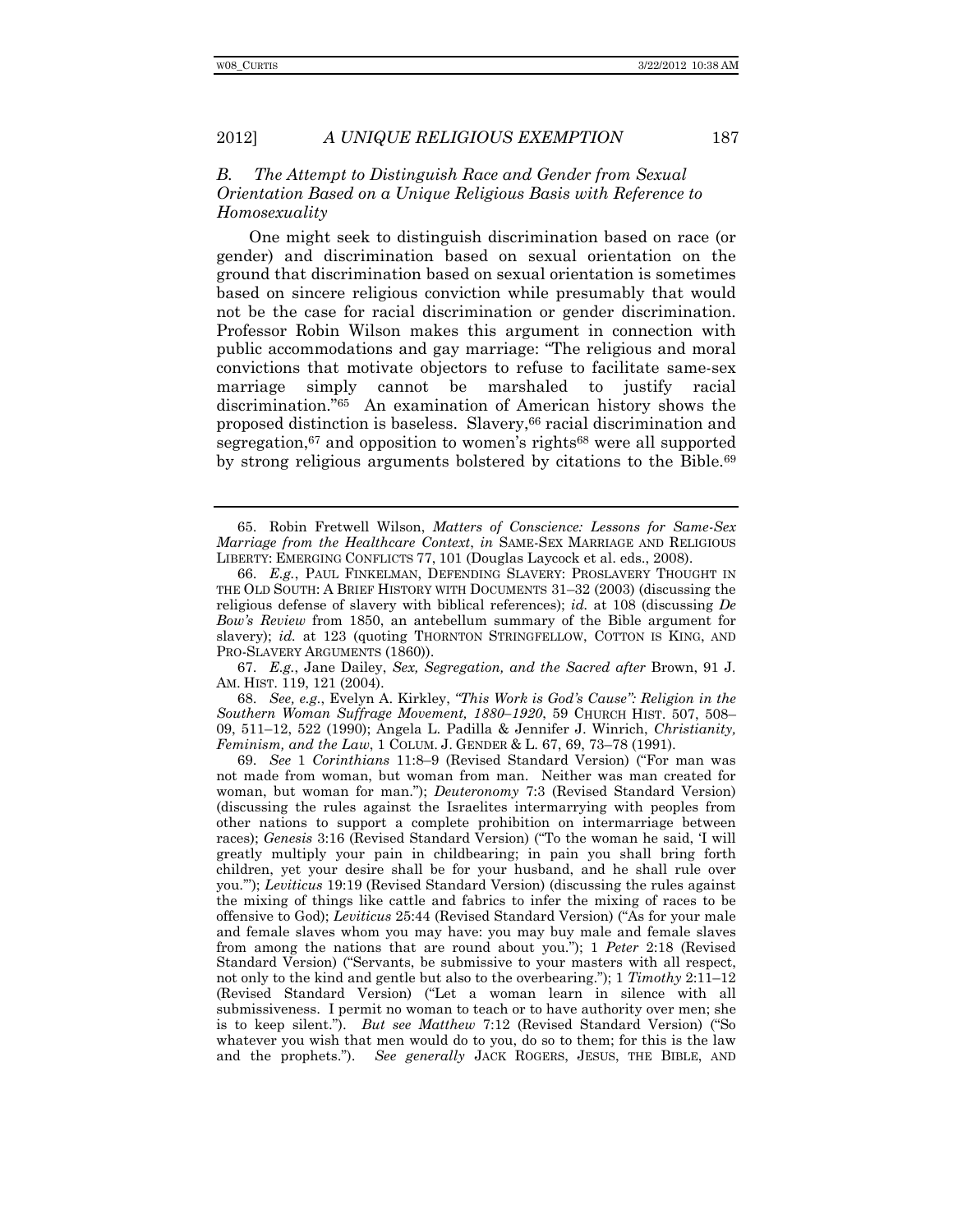### *B. The Attempt to Distinguish Race and Gender from Sexual Orientation Based on a Unique Religious Basis with Reference to Homosexuality*

One might seek to distinguish discrimination based on race (or gender) and discrimination based on sexual orientation on the ground that discrimination based on sexual orientation is sometimes based on sincere religious conviction while presumably that would not be the case for racial discrimination or gender discrimination. Professor Robin Wilson makes this argument in connection with public accommodations and gay marriage: "The religious and moral convictions that motivate objectors to refuse to facilitate same-sex marriage simply cannot be marshaled to justify racial discrimination."[65] An examination of American history shows the proposed distinction is baseless. Slavery,[66] racial discrimination and segregation,[67] and opposition to women's rights[68] were all supported by strong religious arguments bolstered by citations to the Bible.[69]

---

65. Robin Fretwell Wilson, *Matters of Conscience: Lessons for Same-Sex Marriage from the Healthcare Context*, *in* SAME-SEX MARRIAGE AND RELIGIOUS LIBERTY: EMERGING CONFLICTS 77, 101 (Douglas Laycock et al. eds., 2008).

66. *E.g.*, PAUL FINKELMAN, DEFENDING SLAVERY: PROSLAVERY THOUGHT IN THE OLD SOUTH: A BRIEF HISTORY WITH DOCUMENTS 31–32 (2003) (discussing the religious defense of slavery with biblical references); *id.* at 108 (discussing *De Bow's Review* from 1850, an antebellum summary of the Bible argument for slavery); *id.* at 123 (quoting THORNTON STRINGFELLOW, COTTON IS KING, AND PRO-SLAVERY ARGUMENTS (1860)).

67. *E.g.*, Jane Dailey, *Sex, Segregation, and the Sacred after* Brown, 91 J. AM. HIST. 119, 121 (2004).

68. *See, e.g.*, Evelyn A. Kirkley, *"This Work is God's Cause": Religion in the Southern Woman Suffrage Movement, 1880–1920*, 59 CHURCH HIST. 507, 508–09, 511–12, 522 (1990); Angela L. Padilla & Jennifer J. Winrich, *Christianity, Feminism, and the Law*, 1 COLUM. J. GENDER & L. 67, 69, 73–78 (1991).

69. *See* 1 *Corinthians* 11:8–9 (Revised Standard Version) ("For man was not made from woman, but woman from man. Neither was man created for woman, but woman for man."); *Deuteronomy* 7:3 (Revised Standard Version) (discussing the rules against the Israelites intermarrying with peoples from other nations to support a complete prohibition on intermarriage between races); *Genesis* 3:16 (Revised Standard Version) ("To the woman he said, 'I will greatly multiply your pain in childbearing; in pain you shall bring forth children, yet your desire shall be for your husband, and he shall rule over you.'"); *Leviticus* 19:19 (Revised Standard Version) (discussing the rules against the mixing of things like cattle and fabrics to infer the mixing of races to be offensive to God); *Leviticus* 25:44 (Revised Standard Version) ("As for your male and female slaves whom you may have: you may buy male and female slaves from among the nations that are round about you."); 1 *Peter* 2:18 (Revised Standard Version) ("Servants, be submissive to your masters with all respect, not only to the kind and gentle but also to the overbearing."); 1 *Timothy* 2:11–12 (Revised Standard Version) ("Let a woman learn in silence with all submissiveness. I permit no woman to teach or to have authority over men; she is to keep silent."). *But see Matthew* 7:12 (Revised Standard Version) ("So whatever you wish that men would do to you, do so to them; for this is the law and the prophets."). *See generally* JACK ROGERS, JESUS, THE BIBLE, AND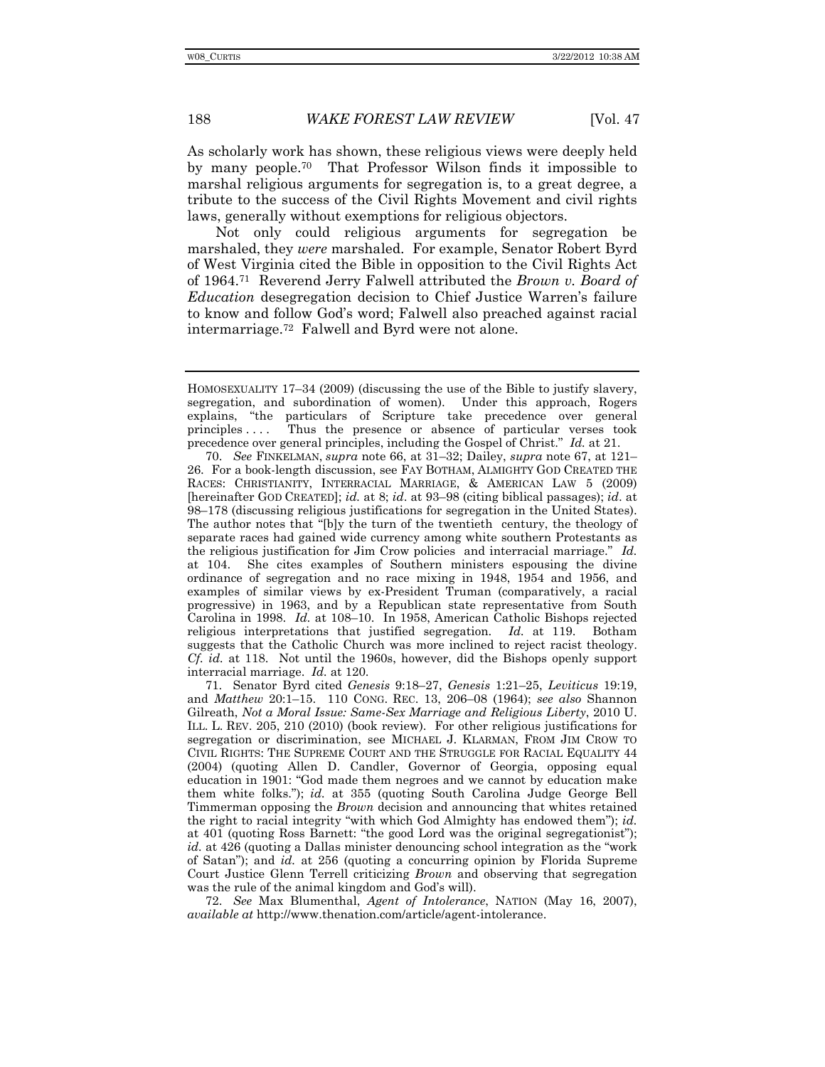As scholarly work has shown, these religious views were deeply held by many people.[70] That Professor Wilson finds it impossible to marshal religious arguments for segregation is, to a great degree, a tribute to the success of the Civil Rights Movement and civil rights laws, generally without exemptions for religious objectors.

Not only could religious arguments for segregation be marshaled, they *were* marshaled. For example, Senator Robert Byrd of West Virginia cited the Bible in opposition to the Civil Rights Act of 1964.[71] Reverend Jerry Falwell attributed the *Brown v. Board of Education* desegregation decision to Chief Justice Warren's failure to know and follow God's word; Falwell also preached against racial intermarriage.[72] Falwell and Byrd were not alone.

---

HOMOSEXUALITY 17–34 (2009) (discussing the use of the Bible to justify slavery, segregation, and subordination of women). Under this approach, Rogers explains, "the particulars of Scripture take precedence over general principles . . . . Thus the presence or absence of particular verses took precedence over general principles, including the Gospel of Christ." *Id.* at 21.

70. *See* FINKELMAN, *supra* note 66, at 31–32; Dailey, *supra* note 67, at 121–26. For a book-length discussion, see FAY BOTHAM, ALMIGHTY GOD CREATED THE RACES: CHRISTIANITY, INTERRACIAL MARRIAGE, & AMERICAN LAW 5 (2009) [hereinafter GOD CREATED]; *id.* at 8; *id*. at 93–98 (citing biblical passages); *id*. at 98–178 (discussing religious justifications for segregation in the United States). The author notes that "[b]y the turn of the twentieth century, the theology of separate races had gained wide currency among white southern Protestants as the religious justification for Jim Crow policies and interracial marriage." *Id.* at 104. She cites examples of Southern ministers espousing the divine ordinance of segregation and no race mixing in 1948, 1954 and 1956, and examples of similar views by ex-President Truman (comparatively, a racial progressive) in 1963, and by a Republican state representative from South Carolina in 1998. *Id.* at 108–10. In 1958, American Catholic Bishops rejected religious interpretations that justified segregation. *Id.* at 119. Botham suggests that the Catholic Church was more inclined to reject racist theology. *Cf. id.* at 118. Not until the 1960s, however, did the Bishops openly support interracial marriage. *Id.* at 120.

71. Senator Byrd cited *Genesis* 9:18–27, *Genesis* 1:21–25, *Leviticus* 19:19, and *Matthew* 20:1–15. 110 CONG. REC. 13, 206–08 (1964); *see also* Shannon Gilreath, *Not a Moral Issue: Same-Sex Marriage and Religious Liberty*, 2010 U. ILL. L. REV. 205, 210 (2010) (book review). For other religious justifications for segregation or discrimination, see MICHAEL J. KLARMAN, FROM JIM CROW TO CIVIL RIGHTS: THE SUPREME COURT AND THE STRUGGLE FOR RACIAL EQUALITY 44 (2004) (quoting Allen D. Candler, Governor of Georgia, opposing equal education in 1901: "God made them negroes and we cannot by education make them white folks."); *id.* at 355 (quoting South Carolina Judge George Bell Timmerman opposing the *Brown* decision and announcing that whites retained the right to racial integrity "with which God Almighty has endowed them"); *id.* at 401 (quoting Ross Barnett: "the good Lord was the original segregationist"); *id.* at 426 (quoting a Dallas minister denouncing school integration as the "work of Satan"); and *id.* at 256 (quoting a concurring opinion by Florida Supreme Court Justice Glenn Terrell criticizing *Brown* and observing that segregation was the rule of the animal kingdom and God's will).

72. *See* Max Blumenthal, *Agent of Intolerance*, NATION (May 16, 2007), *available at* http://www.thenation.com/article/agent-intolerance.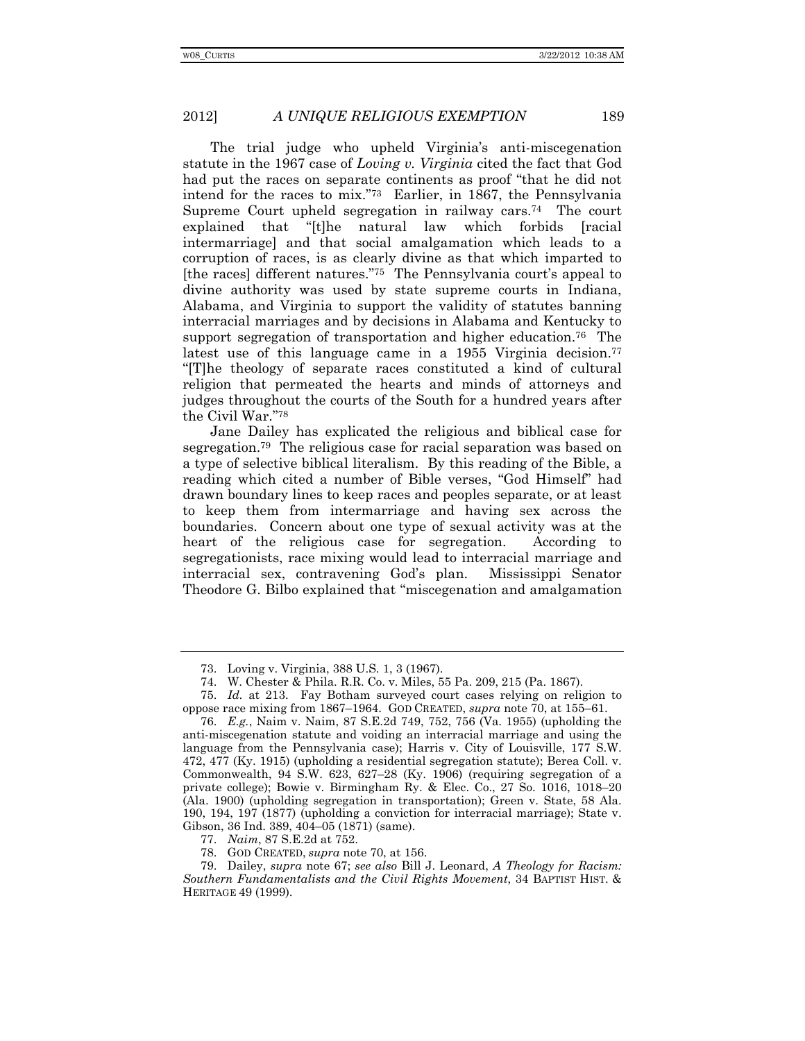The trial judge who upheld Virginia's anti-miscegenation statute in the 1967 case of *Loving v. Virginia* cited the fact that God had put the races on separate continents as proof "that he did not intend for the races to mix."[73] Earlier, in 1867, the Pennsylvania Supreme Court upheld segregation in railway cars.[74] The court explained that "[t]he natural law which forbids [racial intermarriage] and that social amalgamation which leads to a corruption of races, is as clearly divine as that which imparted to [the races] different natures."[75] The Pennsylvania court's appeal to divine authority was used by state supreme courts in Indiana, Alabama, and Virginia to support the validity of statutes banning interracial marriages and by decisions in Alabama and Kentucky to support segregation of transportation and higher education.[76] The latest use of this language came in a 1955 Virginia decision.[77] "[T]he theology of separate races constituted a kind of cultural religion that permeated the hearts and minds of attorneys and judges throughout the courts of the South for a hundred years after the Civil War."[78]

Jane Dailey has explicated the religious and biblical case for segregation.[79] The religious case for racial separation was based on a type of selective biblical literalism. By this reading of the Bible, a reading which cited a number of Bible verses, "God Himself" had drawn boundary lines to keep races and peoples separate, or at least to keep them from intermarrying and having sex across the boundaries. Concern about one type of sexual activity was at the heart of the religious case for segregation. According to segregationists, race mixing would lead to interracial marriage and interracial sex, contravening God's plan. Mississippi Senator Theodore G. Bilbo explained that "miscegenation and amalgamation

---

73. Loving v. Virginia, 388 U.S. 1, 3 (1967).

74. W. Chester & Phila. R.R. Co. v. Miles, 55 Pa. 209, 215 (Pa. 1867).

75. *Id.* at 213. Fay Botham surveyed court cases relying on religion to oppose race mixing from 1867–1964. GOD CREATED, *supra* note 70, at 155–61.

76. *E.g.*, Naim v. Naim, 87 S.E.2d 749, 752, 756 (Va. 1955) (upholding the anti-miscegenation statute and voiding an interracial marriage and using the language from the Pennsylvania case); Harris v. City of Louisville, 177 S.W. 472, 477 (Ky. 1915) (upholding a residential segregation statute); Berea Coll. v. Commonwealth, 94 S.W. 623, 627–28 (Ky. 1906) (requiring segregation of a private college); Bowie v. Birmingham Ry. & Elec. Co., 27 So. 1016, 1018–20 (Ala. 1900) (upholding segregation in transportation); Green v. State, 58 Ala. 190, 194, 197 (1877) (upholding a conviction for interracial marriage); State v. Gibson, 36 Ind. 389, 404–05 (1871) (same).

77. *Naim*, 87 S.E.2d at 752.

78. GOD CREATED, *supra* note 70, at 156.

79. Dailey, *supra* note 67; *see also* Bill J. Leonard, *A Theology for Racism: Southern Fundamentalists and the Civil Rights Movement*, 34 BAPTIST HIST. & HERITAGE 49 (1999).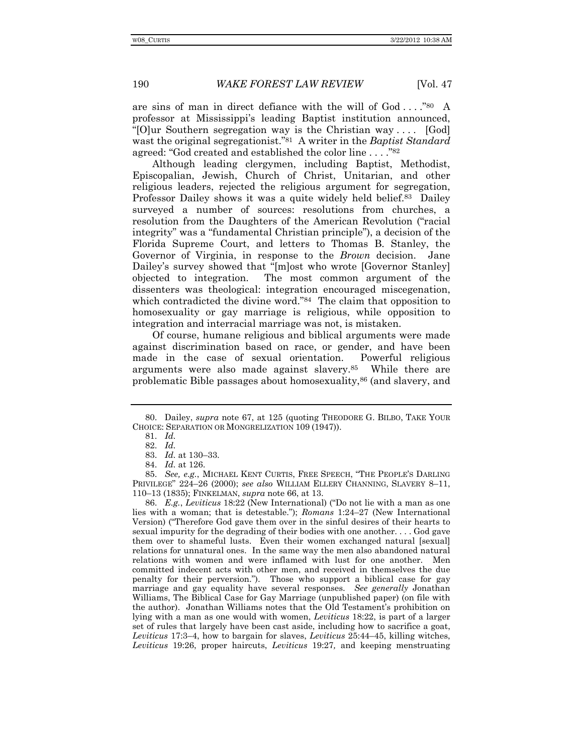are sins of man in direct defiance with the will of God . . . ."[80] A professor at Mississippi's leading Baptist institution announced, "[O]ur Southern segregation way is the Christian way . . . . [God] wast the original segregationist."[81] A writer in the *Baptist Standard* agreed: "God created and established the color line . . . ."[82]

Although leading clergymen, including Baptist, Methodist, Episcopalian, Jewish, Church of Christ, Unitarian, and other religious leaders, rejected the religious argument for segregation, Professor Dailey shows it was a quite widely held belief.[83] Dailey surveyed a number of sources: resolutions from churches, a resolution from the Daughters of the American Revolution ("racial integrity" was a "fundamental Christian principle"), a decision of the Florida Supreme Court, and letters to Thomas B. Stanley, the Governor of Virginia, in response to the *Brown* decision. Jane Dailey's survey showed that "[m]ost who wrote [Governor Stanley] objected to integration. The most common argument of the dissenters was theological: integration encouraged miscegenation, which contradicted the divine word."[84] The claim that opposition to homosexuality or gay marriage is religious, while opposition to integration and interracial marriage was not, is mistaken.

Of course, humane religious and biblical arguments were made against discrimination based on race, or gender, and have been made in the case of sexual orientation. Powerful religious arguments were also made against slavery.[85] While there are problematic Bible passages about homosexuality,[86] (and slavery, and

---

80. Dailey, *supra* note 67, at 125 (quoting THEODORE G. BILBO, TAKE YOUR CHOICE: SEPARATION OR MONGRELIZATION 109 (1947)).

81. *Id.*

82. *Id.*

83. *Id.* at 130–33.

84. *Id.* at 126.

85. *See, e.g.*, MICHAEL KENT CURTIS, FREE SPEECH, "THE PEOPLE'S DARLING PRIVILEGE" 224–26 (2000); *see also* WILLIAM ELLERY CHANNING, SLAVERY 8–11, 110–13 (1835); FINKELMAN, *supra* note 66, at 13.

86. *E.g.*, *Leviticus* 18:22 (New International) ("Do not lie with a man as one lies with a woman; that is detestable."); *Romans* 1:24–27 (New International Version) ("Therefore God gave them over in the sinful desires of their hearts to sexual impurity for the degrading of their bodies with one another. . . . God gave them over to shameful lusts. Even their women exchanged natural [sexual] relations for unnatural ones. In the same way the men also abandoned natural relations with women and were inflamed with lust for one another. Men committed indecent acts with other men, and received in themselves the due penalty for their perversion."). Those who support a biblical case for gay marriage and gay equality have several responses. *See generally* Jonathan Williams, The Biblical Case for Gay Marriage (unpublished paper) (on file with the author). Jonathan Williams notes that the Old Testament's prohibition on lying with a man as one would with women, *Leviticus* 18:22, is part of a larger set of rules that largely have been cast aside, including how to sacrifice a goat, *Leviticus* 17:3–4, how to bargain for slaves, *Leviticus* 25:44–45, killing witches, *Leviticus* 19:26, proper haircuts, *Leviticus* 19:27, and keeping menstruating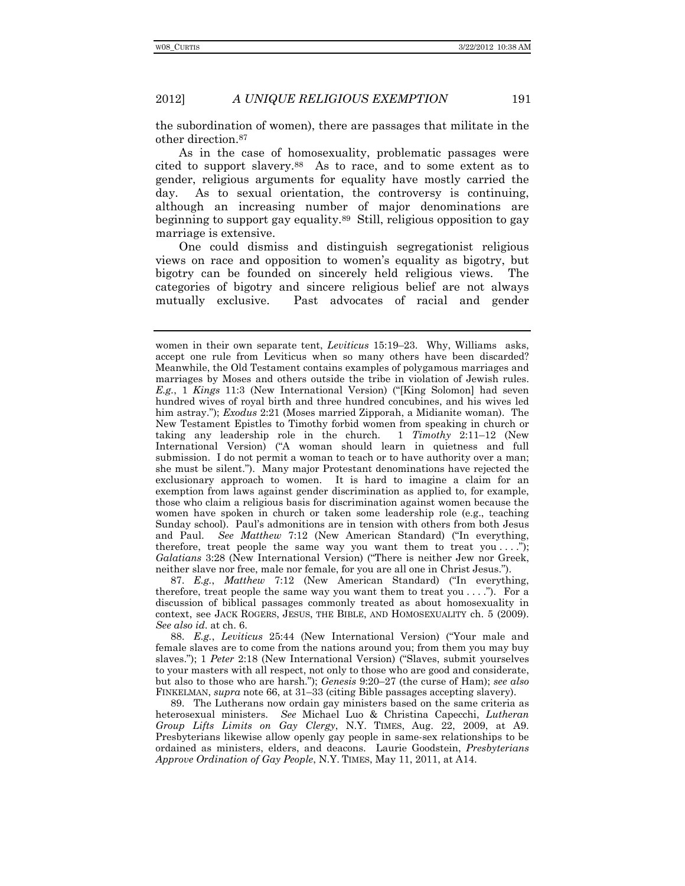the subordination of women), there are passages that militate in the other direction.[87]

As in the case of homosexuality, problematic passages were cited to support slavery.[88] As to race, and to some extent as to gender, religious arguments for equality have mostly carried the day. As to sexual orientation, the controversy is continuing, although an increasing number of major denominations are beginning to support gay equality.[89] Still, religious opposition to gay marriage is extensive.

One could dismiss and distinguish segregationist religious views on race and opposition to women's equality as bigotry, but bigotry can be founded on sincerely held religious views. The categories of bigotry and sincere religious belief are not always mutually exclusive. Past advocates of racial and gender

---

women in their own separate tent, *Leviticus* 15:19–23. Why, Williams asks, accept one rule from Leviticus when so many others have been discarded? Meanwhile, the Old Testament contains examples of polygamous marriages and marriages by Moses and others outside the tribe in violation of Jewish rules. *E.g.*, 1 *Kings* 11:3 (New International Version) ("[King Solomon] had seven hundred wives of royal birth and three hundred concubines, and his wives led him astray."); *Exodus* 2:21 (Moses married Zipporah, a Midianite woman). The New Testament Epistles to Timothy forbid women from speaking in church or taking any leadership role in the church. 1 *Timothy* 2:11–12 (New International Version) ("A woman should learn in quietness and full submission. I do not permit a woman to teach or to have authority over a man; she must be silent."). Many major Protestant denominations have rejected the exclusionary approach to women. It is hard to imagine a claim for an exemption from laws against gender discrimination as applied to, for example, those who claim a religious basis for discrimination against women because the women have spoken in church or taken some leadership role (e.g., teaching Sunday school). Paul's admonitions are in tension with others from both Jesus and Paul. *See Matthew* 7:12 (New American Standard) ("In everything, therefore, treat people the same way you want them to treat you . . . ."); *Galatians* 3:28 (New International Version) ("There is neither Jew nor Greek, neither slave nor free, male nor female, for you are all one in Christ Jesus.").

87. *E.g.*, *Matthew* 7:12 (New American Standard) ("In everything, therefore, treat people the same way you want them to treat you . . . ."). For a discussion of biblical passages commonly treated as about homosexuality in context, see JACK ROGERS, JESUS, THE BIBLE, AND HOMOSEXUALITY ch. 5 (2009). *See also id.* at ch. 6.

88. *E.g.*, *Leviticus* 25:44 (New International Version) ("Your male and female slaves are to come from the nations around you; from them you may buy slaves."); 1 *Peter* 2:18 (New International Version) ("Slaves, submit yourselves to your masters with all respect, not only to those who are good and considerate, but also to those who are harsh."); *Genesis* 9:20–27 (the curse of Ham); *see also* FINKELMAN, *supra* note 66, at 31–33 (citing Bible passages accepting slavery).

89. The Lutherans now ordain gay ministers based on the same criteria as heterosexual ministers. *See* Michael Luo & Christina Capecchi, *Lutheran Group Lifts Limits on Gay Clergy*, N.Y. TIMES, Aug. 22, 2009, at A9. Presbyterians likewise allow openly gay people in same-sex relationships to be ordained as ministers, elders, and deacons. Laurie Goodstein, *Presbyterians Approve Ordination of Gay People*, N.Y. TIMES, May 11, 2011, at A14.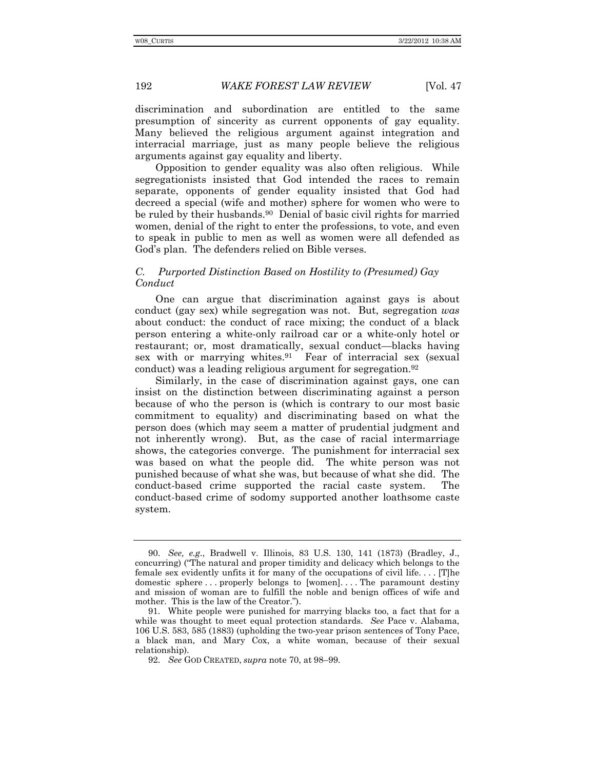discrimination and subordination are entitled to the same presumption of sincerity as current opponents of gay equality. Many believed the religious argument against integration and interracial marriage, just as many people believe the religious arguments against gay equality and liberty.

Opposition to gender equality was also often religious. While segregationists insisted that God intended the races to remain separate, opponents of gender equality insisted that God had decreed a special (wife and mother) sphere for women who were to be ruled by their husbands.[90] Denial of basic civil rights for married women, denial of the right to enter the professions, to vote, and even to speak in public to men as well as women were all defended as God's plan. The defenders relied on Bible verses.

### *C. Purported Distinction Based on Hostility to (Presumed) Gay Conduct*

One can argue that discrimination against gays is about conduct (gay sex) while segregation was not. But, segregation *was* about conduct: the conduct of race mixing; the conduct of a black person entering a white-only railroad car or a white-only hotel or restaurant; or, most dramatically, sexual conduct—blacks having sex with or marrying whites.[91] Fear of interracial sex (sexual conduct) was a leading religious argument for segregation.[92]

Similarly, in the case of discrimination against gays, one can insist on the distinction between discriminating against a person because of who the person is (which is contrary to our most basic commitment to equality) and discriminating based on what the person does (which may seem a matter of prudential judgment and not inherently wrong). But, as the case of racial intermarriage shows, the categories converge. The punishment for interracial sex was based on what the people did. The white person was not punished because of what she was, but because of what she did. The conduct-based crime supported the racial caste system. The conduct-based crime of sodomy supported another loathsome caste system.

---

90. *See, e.g.*, Bradwell v. Illinois, 83 U.S. 130, 141 (1873) (Bradley, J., concurring) ("The natural and proper timidity and delicacy which belongs to the female sex evidently unfits it for many of the occupations of civil life. . . . [T]he domestic sphere . . . properly belongs to [women]. . . . The paramount destiny and mission of woman are to fulfill the noble and benign offices of wife and mother. This is the law of the Creator.").

91. White people were punished for marrying blacks too, a fact that for a while was thought to meet equal protection standards. *See* Pace v. Alabama, 106 U.S. 583, 585 (1883) (upholding the two-year prison sentences of Tony Pace, a black man, and Mary Cox, a white woman, because of their sexual relationship).

92. *See* GOD CREATED, *supra* note 70, at 98–99.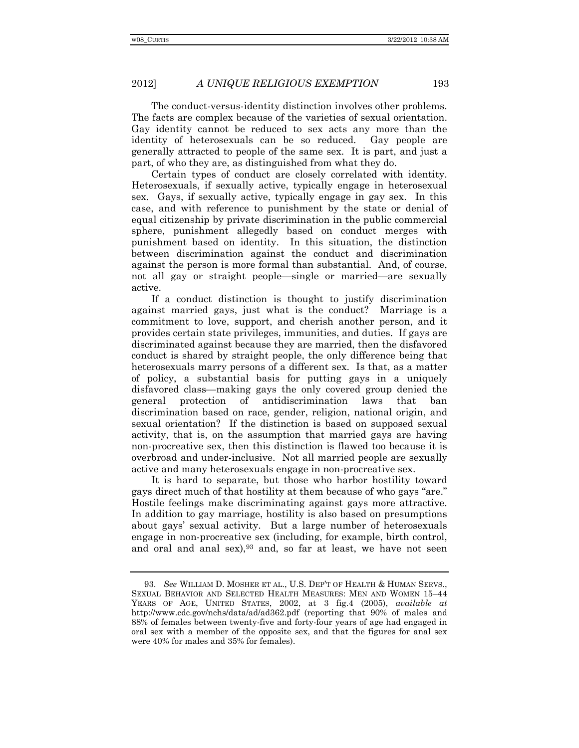The conduct-versus-identity distinction involves other problems. The facts are complex because of the varieties of sexual orientation. Gay identity cannot be reduced to sex acts any more than the identity of heterosexuals can be so reduced. Gay people are generally attracted to people of the same sex. It is part, and just a part, of who they are, as distinguished from what they do.

Certain types of conduct are closely correlated with identity. Heterosexuals, if sexually active, typically engage in heterosexual sex. Gays, if sexually active, typically engage in gay sex. In this case, and with reference to punishment by the state or denial of equal citizenship by private discrimination in the public commercial sphere, punishment allegedly based on conduct merges with punishment based on identity. In this situation, the distinction between discrimination against the conduct and discrimination against the person is more formal than substantial. And, of course, not all gay or straight people—single or married—are sexually active.

If a conduct distinction is thought to justify discrimination against married gays, just what is the conduct? Marriage is a commitment to love, support, and cherish another person, and it provides certain state privileges, immunities, and duties. If gays are discriminated against because they are married, then the disfavored conduct is shared by straight people, the only difference being that heterosexuals marry persons of a different sex. Is that, as a matter of policy, a substantial basis for putting gays in a uniquely disfavored class—making gays the only covered group denied the general protection of antidiscrimination laws that ban discrimination based on race, gender, religion, national origin, and sexual orientation? If the distinction is based on supposed sexual activity, that is, on the assumption that married gays are having non-procreative sex, then this distinction is flawed too because it is overbroad and under-inclusive. Not all married people are sexually active and many heterosexuals engage in non-procreative sex.

It is hard to separate, but those who harbor hostility toward gays direct much of that hostility at them because of who gays "are." Hostile feelings make discriminating against gays more attractive. In addition to gay marriage, hostility is also based on presumptions about gays' sexual activity. But a large number of heterosexuals engage in non-procreative sex (including, for example, birth control, and oral and anal sex),[93] and, so far at least, we have not seen

93. *See* WILLIAM D. MOSHER ET AL., U.S. DEP'T OF HEALTH & HUMAN SERVS., SEXUAL BEHAVIOR AND SELECTED HEALTH MEASURES: MEN AND WOMEN 15–44 YEARS OF AGE, UNITED STATES, 2002, at 3 fig.4 (2005), *available at* http://www.cdc.gov/nchs/data/ad/ad362.pdf (reporting that 90% of males and 88% of females between twenty-five and forty-four years of age had engaged in oral sex with a member of the opposite sex, and that the figures for anal sex were 40% for males and 35% for females).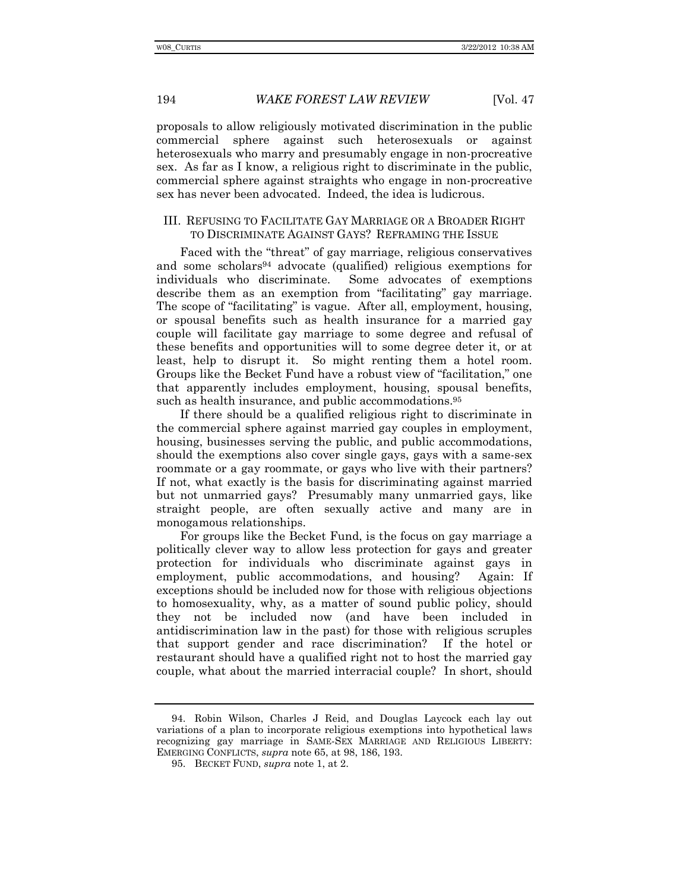proposals to allow religiously motivated discrimination in the public commercial sphere against such heterosexuals or against heterosexuals who marry and presumably engage in non-procreative sex. As far as I know, a religious right to discriminate in the public, commercial sphere against straights who engage in non-procreative sex has never been advocated. Indeed, the idea is ludicrous.

## III. REFUSING TO FACILITATE GAY MARRIAGE OR A BROADER RIGHT TO DISCRIMINATE AGAINST GAYS? REFRAMING THE ISSUE

Faced with the "threat" of gay marriage, religious conservatives and some scholars[94] advocate (qualified) religious exemptions for individuals who discriminate. Some advocates of exemptions describe them as an exemption from "facilitating" gay marriage. The scope of "facilitating" is vague. After all, employment, housing, or spousal benefits such as health insurance for a married gay couple will facilitate gay marriage to some degree and refusal of these benefits and opportunities will to some degree deter it, or at least, help to disrupt it. So might renting them a hotel room. Groups like the Becket Fund have a robust view of "facilitation," one that apparently includes employment, housing, spousal benefits, such as health insurance, and public accommodations.[95]

If there should be a qualified religious right to discriminate in the commercial sphere against married gay couples in employment, housing, businesses serving the public, and public accommodations, should the exemptions also cover single gays, gays with a same-sex roommate or a gay roommate, or gays who live with their partners? If not, what exactly is the basis for discriminating against married but not unmarried gays? Presumably many unmarried gays, like straight people, are often sexually active and many are in monogamous relationships.

For groups like the Becket Fund, is the focus on gay marriage a politically clever way to allow less protection for gays and greater protection for individuals who discriminate against gays in employment, public accommodations, and housing? Again: If exceptions should be included now for those with religious objections to homosexuality, why, as a matter of sound public policy, should they not be included now (and have been included in antidiscrimination law in the past) for those with religious scruples that support gender and race discrimination? If the hotel or restaurant should have a qualified right not to host the married gay couple, what about the married interracial couple? In short, should

---

94. Robin Wilson, Charles J Reid, and Douglas Laycock each lay out variations of a plan to incorporate religious exemptions into hypothetical laws recognizing gay marriage in SAME-SEX MARRIAGE AND RELIGIOUS LIBERTY: EMERGING CONFLICTS, *supra* note 65, at 98, 186, 193.

95. BECKET FUND, *supra* note 1, at 2.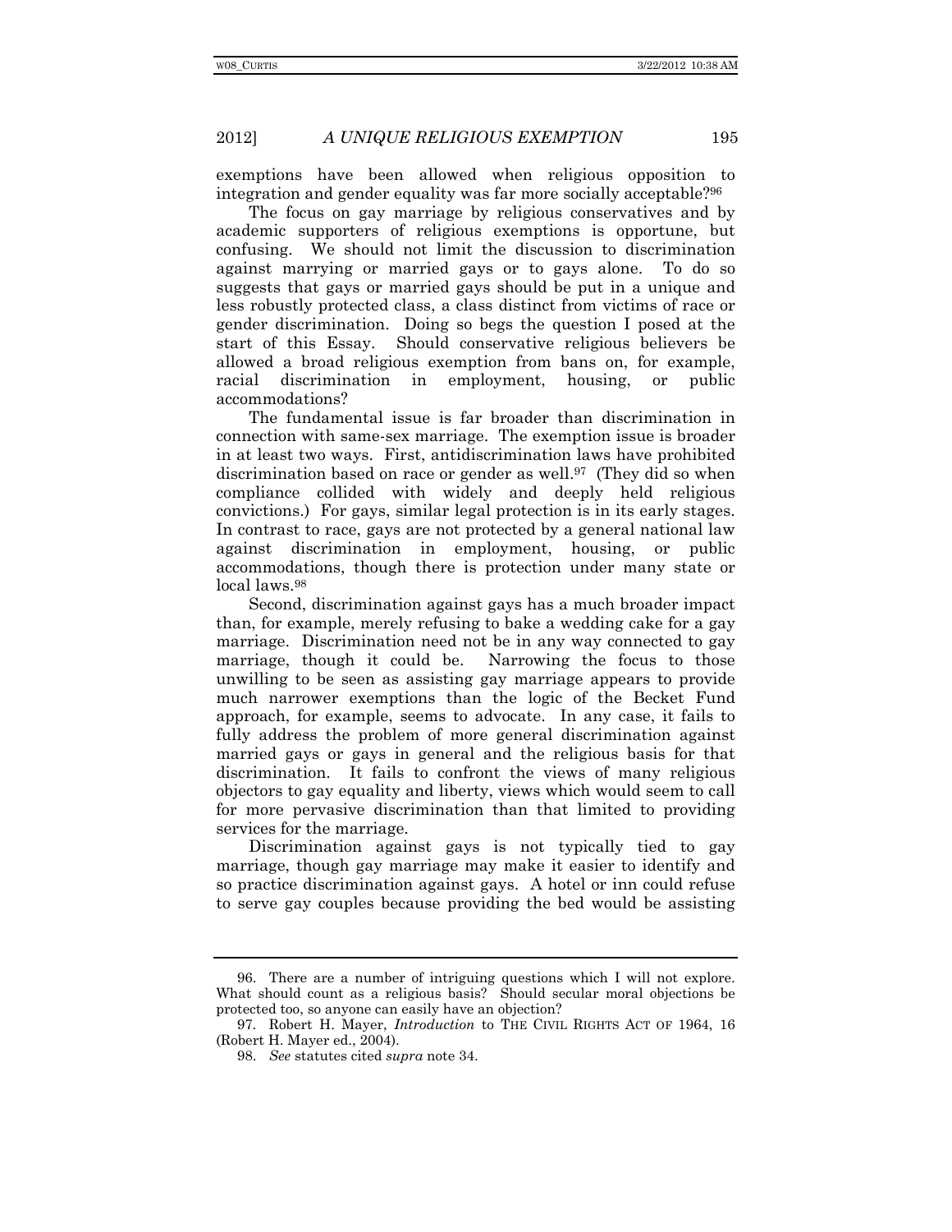exemptions have been allowed when religious opposition to integration and gender equality was far more socially acceptable?[96]

The focus on gay marriage by religious conservatives and by academic supporters of religious exemptions is opportune, but confusing. We should not limit the discussion to discrimination against marrying or married gays or to gays alone. To do so suggests that gays or married gays should be put in a unique and less robustly protected class, a class distinct from victims of race or gender discrimination. Doing so begs the question I posed at the start of this Essay. Should conservative religious believers be allowed a broad religious exemption from bans on, for example, racial discrimination in employment, housing, or public accommodations?

The fundamental issue is far broader than discrimination in connection with same-sex marriage. The exemption issue is broader in at least two ways. First, antidiscrimination laws have prohibited discrimination based on race or gender as well.[97] (They did so when compliance collided with widely and deeply held religious convictions.) For gays, similar legal protection is in its early stages. In contrast to race, gays are not protected by a general national law against discrimination in employment, housing, or public accommodations, though there is protection under many state or local laws.[98]

Second, discrimination against gays has a much broader impact than, for example, merely refusing to bake a wedding cake for a gay marriage. Discrimination need not be in any way connected to gay marriage, though it could be. Narrowing the focus to those unwilling to be seen as assisting gay marriage appears to provide much narrower exemptions than the logic of the Becket Fund approach, for example, seems to advocate. In any case, it fails to fully address the problem of more general discrimination against married gays or gays in general and the religious basis for that discrimination. It fails to confront the views of many religious objectors to gay equality and liberty, views which would seem to call for more pervasive discrimination than that limited to providing services for the marriage.

Discrimination against gays is not typically tied to gay marriage, though gay marriage may make it easier to identify and so practice discrimination against gays. A hotel or inn could refuse to serve gay couples because providing the bed would be assisting

---

96. There are a number of intriguing questions which I will not explore. What should count as a religious basis? Should secular moral objections be protected too, so anyone can easily have an objection?

97. Robert H. Mayer, *Introduction* to THE CIVIL RIGHTS ACT OF 1964, 16 (Robert H. Mayer ed., 2004).

98. *See* statutes cited *supra* note 34.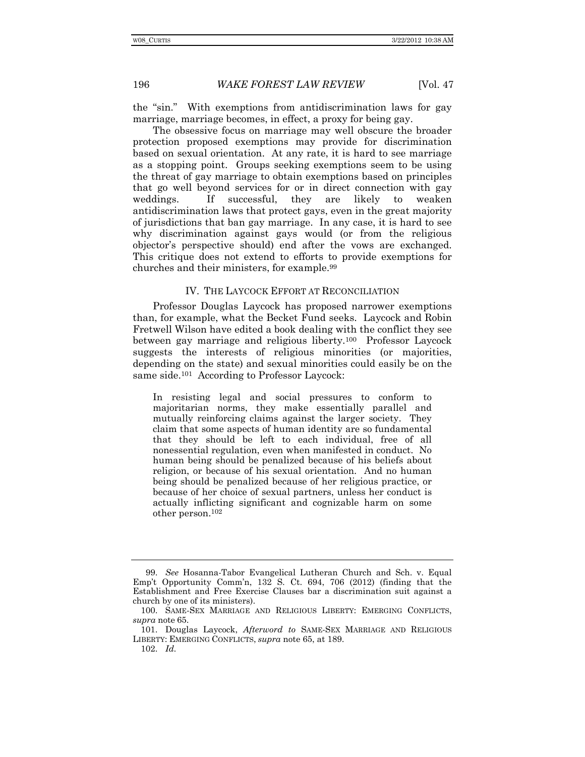the "sin." With exemptions from antidiscrimination laws for gay marriage, marriage becomes, in effect, a proxy for being gay.

The obsessive focus on marriage may well obscure the broader protection proposed exemptions may provide for discrimination based on sexual orientation. At any rate, it is hard to see marriage as a stopping point. Groups seeking exemptions seem to be using the threat of gay marriage to obtain exemptions based on principles that go well beyond services for or in direct connection with gay weddings. If successful, they are likely to weaken antidiscrimination laws that protect gays, even in the great majority of jurisdictions that ban gay marriage. In any case, it is hard to see why discrimination against gays would (or from the religious objector's perspective should) end after the vows are exchanged. This critique does not extend to efforts to provide exemptions for churches and their ministers, for example.[99]

## IV. THE LAYCOCK EFFORT AT RECONCILIATION

Professor Douglas Laycock has proposed narrower exemptions than, for example, what the Becket Fund seeks. Laycock and Robin Fretwell Wilson have edited a book dealing with the conflict they see between gay marriage and religious liberty.[100] Professor Laycock suggests the interests of religious minorities (or majorities, depending on the state) and sexual minorities could easily be on the same side.[101] According to Professor Laycock:

> In resisting legal and social pressures to conform to majoritarian norms, they make essentially parallel and mutually reinforcing claims against the larger society. They claim that some aspects of human identity are so fundamental that they should be left to each individual, free of all nonessential regulation, even when manifested in conduct. No human being should be penalized because of his beliefs about religion, or because of his sexual orientation. And no human being should be penalized because of her religious practice, or because of her choice of sexual partners, unless her conduct is actually inflicting significant and cognizable harm on some other person.[102]

---

99. *See* Hosanna-Tabor Evangelical Lutheran Church and Sch. v. Equal Emp't Opportunity Comm'n, 132 S. Ct. 694, 706 (2012) (finding that the Establishment and Free Exercise Clauses bar a discrimination suit against a church by one of its ministers).

100. SAME-SEX MARRIAGE AND RELIGIOUS LIBERTY: EMERGING CONFLICTS, *supra* note 65.

101. Douglas Laycock, *Afterword to* SAME-SEX MARRIAGE AND RELIGIOUS LIBERTY: EMERGING CONFLICTS, *supra* note 65, at 189.

102. *Id.*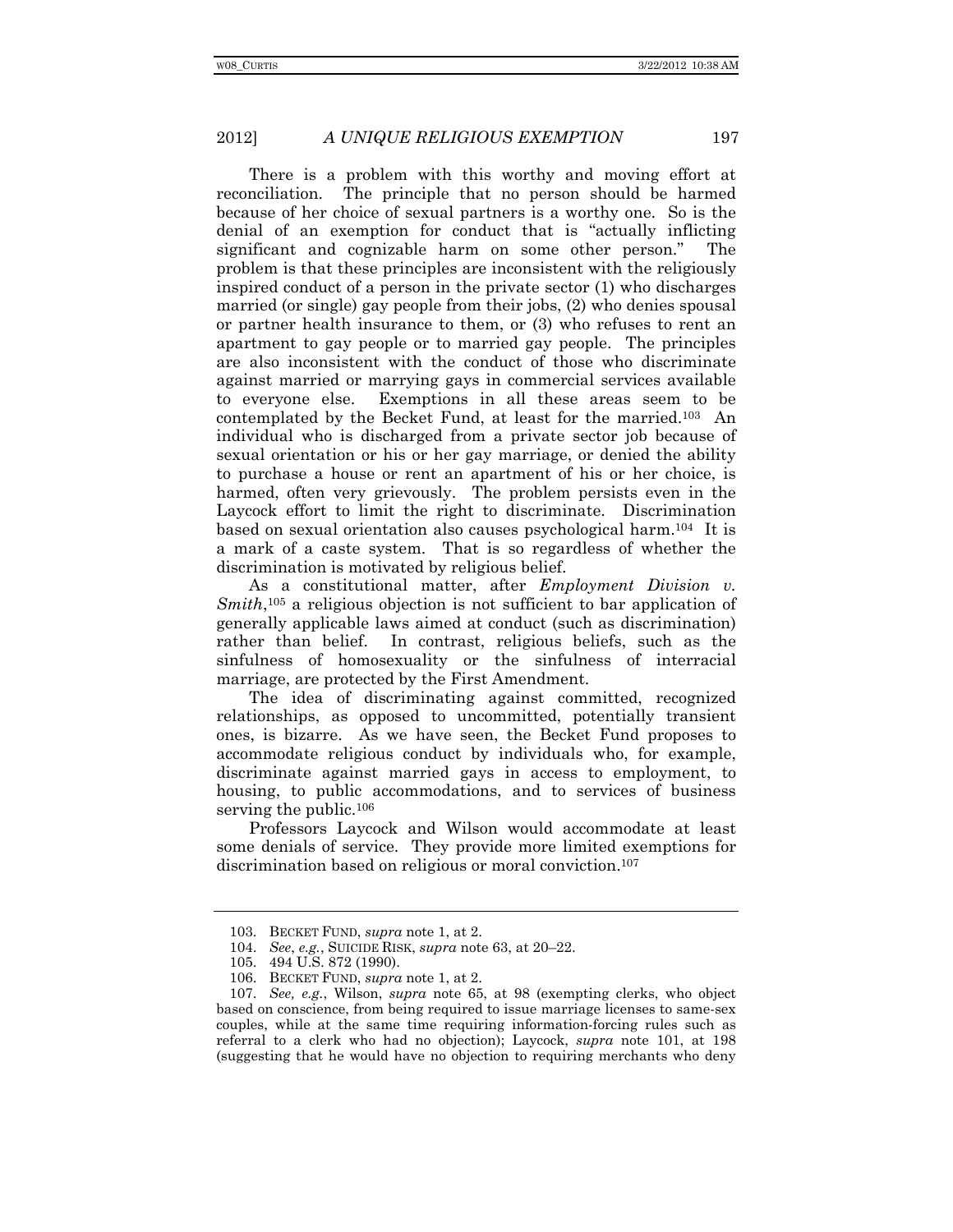There is a problem with this worthy and moving effort at reconciliation. The principle that no person should be harmed because of her choice of sexual partners is a worthy one. So is the denial of an exemption for conduct that is "actually inflicting significant and cognizable harm on some other person." The problem is that these principles are inconsistent with the religiously inspired conduct of a person in the private sector (1) who discharges married (or single) gay people from their jobs, (2) who denies spousal or partner health insurance to them, or (3) who refuses to rent an apartment to gay people or to married gay people. The principles are also inconsistent with the conduct of those who discriminate against married or marrying gays in commercial services available to everyone else. Exemptions in all these areas seem to be contemplated by the Becket Fund, at least for the married.[103] An individual who is discharged from a private sector job because of sexual orientation or his or her gay marriage, or denied the ability to purchase a house or rent an apartment of his or her choice, is harmed, often very grievously. The problem persists even in the Laycock effort to limit the right to discriminate. Discrimination based on sexual orientation also causes psychological harm.[104] It is a mark of a caste system. That is so regardless of whether the discrimination is motivated by religious belief.

As a constitutional matter, after *Employment Division v. Smith*,[105] a religious objection is not sufficient to bar application of generally applicable laws aimed at conduct (such as discrimination) rather than belief. In contrast, religious beliefs, such as the sinfulness of homosexuality or the sinfulness of interracial marriage, are protected by the First Amendment.

The idea of discriminating against committed, recognized relationships, as opposed to uncommitted, potentially transient ones, is bizarre. As we have seen, the Becket Fund proposes to accommodate religious conduct by individuals who, for example, discriminate against married gays in access to employment, to housing, to public accommodations, and to services of business serving the public.[106]

Professors Laycock and Wilson would accommodate at least some denials of service. They provide more limited exemptions for discrimination based on religious or moral conviction.[107]

---

103. BECKET FUND, *supra* note 1, at 2.

104. *See*, *e.g.*, SUICIDE RISK, *supra* note 63, at 20–22.

105. 494 U.S. 872 (1990).

106. BECKET FUND, *supra* note 1, at 2.

107. *See, e.g.*, Wilson, *supra* note 65, at 98 (exempting clerks, who object based on conscience, from being required to issue marriage licenses to same-sex couples, while at the same time requiring information-forcing rules such as referral to a clerk who had no objection); Laycock, *supra* note 101, at 198 (suggesting that he would have no objection to requiring merchants who deny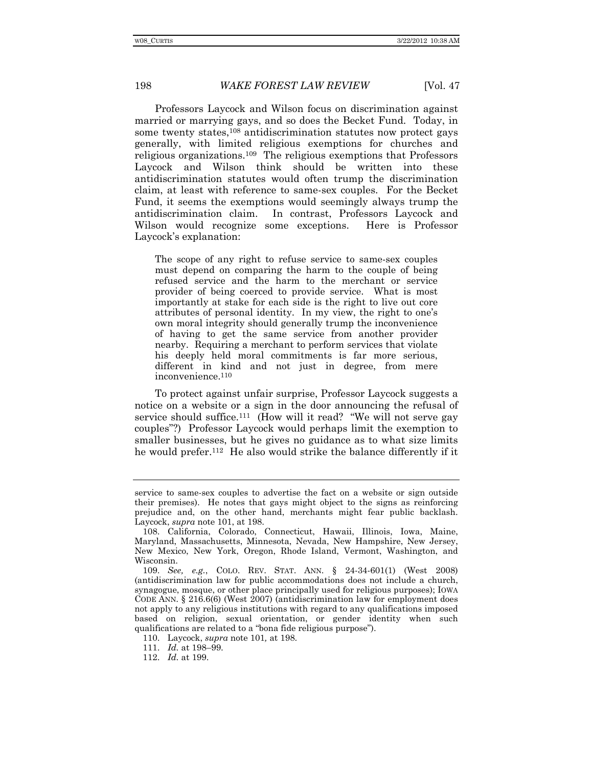Professors Laycock and Wilson focus on discrimination against married or marrying gays, and so does the Becket Fund. Today, in some twenty states,[108] antidiscrimination statutes now protect gays generally, with limited religious exemptions for churches and religious organizations.[109] The religious exemptions that Professors Laycock and Wilson think should be written into these antidiscrimination statutes would often trump the discrimination claim, at least with reference to same-sex couples. For the Becket Fund, it seems the exemptions would seemingly always trump the antidiscrimination claim. In contrast, Professors Laycock and Wilson would recognize some exceptions. Here is Professor Laycock's explanation:

> The scope of any right to refuse service to same-sex couples must depend on comparing the harm to the couple of being refused service and the harm to the merchant or service provider of being coerced to provide service. What is most importantly at stake for each side is the right to live out core attributes of personal identity. In my view, the right to one's own moral integrity should generally trump the inconvenience of having to get the same service from another provider nearby. Requiring a merchant to perform services that violate his deeply held moral commitments is far more serious, different in kind and not just in degree, from mere inconvenience.[110]

To protect against unfair surprise, Professor Laycock suggests a notice on a website or a sign in the door announcing the refusal of service should suffice.[111] (How will it read? "We will not serve gay couples"?) Professor Laycock would perhaps limit the exemption to smaller businesses, but he gives no guidance as to what size limits he would prefer.[112] He also would strike the balance differently if it

---

service to same-sex couples to advertise the fact on a website or sign outside their premises). He notes that gays might object to the signs as reinforcing prejudice and, on the other hand, merchants might fear public backlash. Laycock, *supra* note 101, at 198.

108. California, Colorado, Connecticut, Hawaii, Illinois, Iowa, Maine, Maryland, Massachusetts, Minnesota, Nevada, New Hampshire, New Jersey, New Mexico, New York, Oregon, Rhode Island, Vermont, Washington, and Wisconsin.

109. *See, e.g.*, COLO. REV. STAT. ANN. § 24-34-601(1) (West 2008) (antidiscrimination law for public accommodations does not include a church, synagogue, mosque, or other place principally used for religious purposes); IOWA CODE ANN. § 216.6(6) (West 2007) (antidiscrimination law for employment does not apply to any religious institutions with regard to any qualifications imposed based on religion, sexual orientation, or gender identity when such qualifications are related to a "bona fide religious purpose").

110. Laycock, *supra* note 101*,* at 198.

111. *Id.* at 198–99.

112. *Id.* at 199.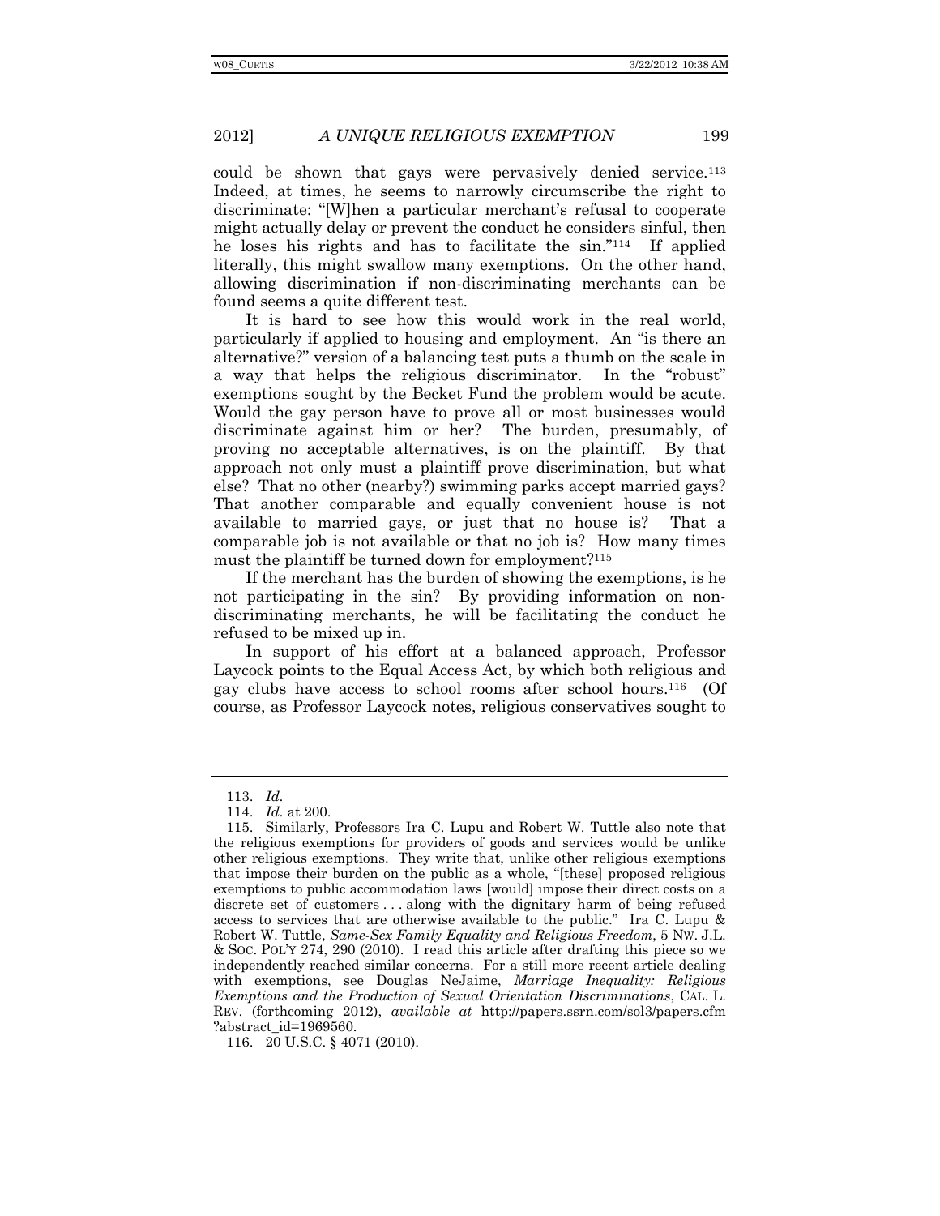could be shown that gays were pervasively denied service.[113] Indeed, at times, he seems to narrowly circumscribe the right to discriminate: "[W]hen a particular merchant's refusal to cooperate might actually delay or prevent the conduct he considers sinful, then he loses his rights and has to facilitate the sin."[114] If applied literally, this might swallow many exemptions. On the other hand, allowing discrimination if non-discriminating merchants can be found seems a quite different test.

It is hard to see how this would work in the real world, particularly if applied to housing and employment. An "is there an alternative?" version of a balancing test puts a thumb on the scale in a way that helps the religious discriminator. In the "robust" exemptions sought by the Becket Fund the problem would be acute. Would the gay person have to prove all or most businesses would discriminate against him or her? The burden, presumably, of proving no acceptable alternatives, is on the plaintiff. By that approach not only must a plaintiff prove discrimination, but what else? That no other (nearby?) swimming parks accept married gays? That another comparable and equally convenient house is not available to married gays, or just that no house is? That a comparable job is not available or that no job is? How many times must the plaintiff be turned down for employment?[115]

If the merchant has the burden of showing the exemptions, is he not participating in the sin? By providing information on non-discriminating merchants, he will be facilitating the conduct he refused to be mixed up in.

In support of his effort at a balanced approach, Professor Laycock points to the Equal Access Act, by which both religious and gay clubs have access to school rooms after school hours.[116] (Of course, as Professor Laycock notes, religious conservatives sought to

---

113. *Id.*

114. *Id.* at 200.

115. Similarly, Professors Ira C. Lupu and Robert W. Tuttle also note that the religious exemptions for providers of goods and services would be unlike other religious exemptions. They write that, unlike other religious exemptions that impose their burden on the public as a whole, "[these] proposed religious exemptions to public accommodation laws [would] impose their direct costs on a discrete set of customers . . . along with the dignitary harm of being refused access to services that are otherwise available to the public." Ira C. Lupu & Robert W. Tuttle, *Same-Sex Family Equality and Religious Freedom*, 5 NW. J.L. & SOC. POL'Y 274, 290 (2010). I read this article after drafting this piece so we independently reached similar concerns. For a still more recent article dealing with exemptions, see Douglas NeJaime, *Marriage Inequality: Religious Exemptions and the Production of Sexual Orientation Discriminations*, CAL. L. REV. (forthcoming 2012), *available at* http://papers.ssrn.com/sol3/papers.cfm?abstract_id=1969560.

116. 20 U.S.C. § 4071 (2010).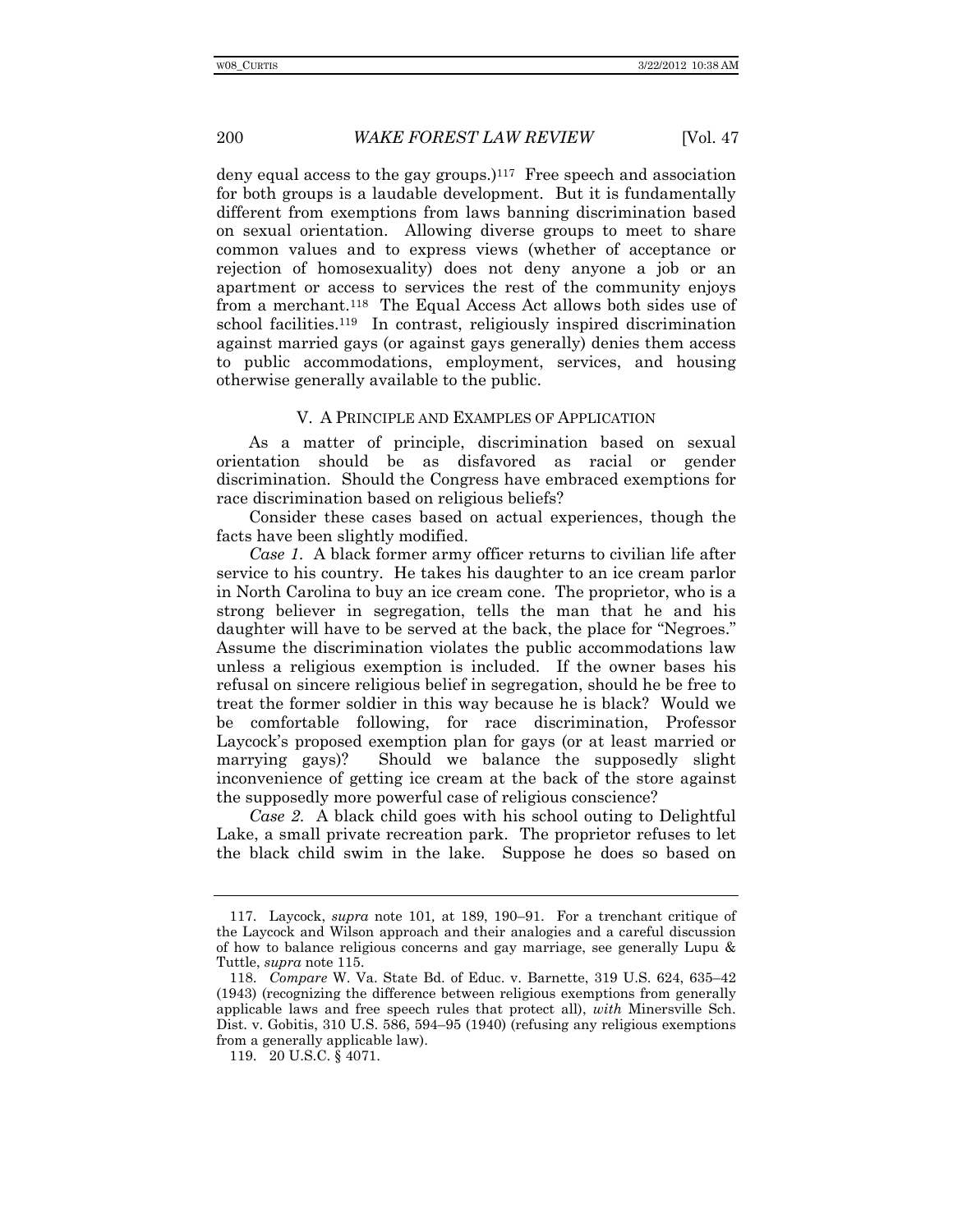deny equal access to the gay groups.)[117] Free speech and association for both groups is a laudable development. But it is fundamentally different from exemptions from laws banning discrimination based on sexual orientation. Allowing diverse groups to meet to share common values and to express views (whether of acceptance or rejection of homosexuality) does not deny anyone a job or an apartment or access to services the rest of the community enjoys from a merchant.[118] The Equal Access Act allows both sides use of school facilities.[119] In contrast, religiously inspired discrimination against married gays (or against gays generally) denies them access to public accommodations, employment, services, and housing otherwise generally available to the public.

## V. A PRINCIPLE AND EXAMPLES OF APPLICATION

As a matter of principle, discrimination based on sexual orientation should be as disfavored as racial or gender discrimination. Should the Congress have embraced exemptions for race discrimination based on religious beliefs?

Consider these cases based on actual experiences, though the facts have been slightly modified.

*Case 1*. A black former army officer returns to civilian life after service to his country. He takes his daughter to an ice cream parlor in North Carolina to buy an ice cream cone. The proprietor, who is a strong believer in segregation, tells the man that he and his daughter will have to be served at the back, the place for "Negroes." Assume the discrimination violates the public accommodations law unless a religious exemption is included. If the owner bases his refusal on sincere religious belief in segregation, should he be free to treat the former soldier in this way because he is black? Would we be comfortable following, for race discrimination, Professor Laycock's proposed exemption plan for gays (or at least married or marrying gays)? Should we balance the supposedly slight inconvenience of getting ice cream at the back of the store against the supposedly more powerful case of religious conscience?

*Case 2*. A black child goes with his school outing to Delightful Lake, a small private recreation park. The proprietor refuses to let the black child swim in the lake. Suppose he does so based on

---

117. Laycock, *supra* note 101, at 189, 190–91. For a trenchant critique of the Laycock and Wilson approach and their analogies and a careful discussion of how to balance religious concerns and gay marriage, see generally Lupu & Tuttle, *supra* note 115.

118. *Compare* W. Va. State Bd. of Educ. v. Barnette, 319 U.S. 624, 635–42 (1943) (recognizing the difference between religious exemptions from generally applicable laws and free speech rules that protect all), *with* Minersville Sch. Dist. v. Gobitis, 310 U.S. 586, 594–95 (1940) (refusing any religious exemptions from a generally applicable law).

119. 20 U.S.C. § 4071.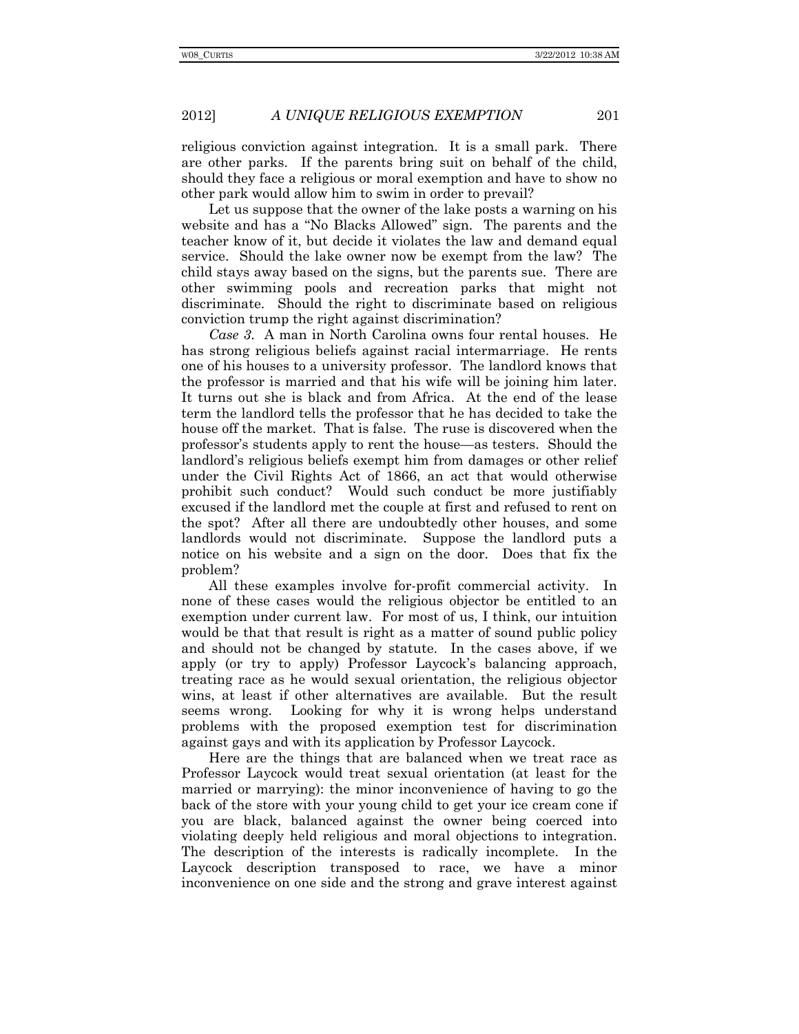religious conviction against integration. It is a small park. There are other parks. If the parents bring suit on behalf of the child, should they face a religious or moral exemption and have to show no other park would allow him to swim in order to prevail?

Let us suppose that the owner of the lake posts a warning on his website and has a "No Blacks Allowed" sign. The parents and the teacher know of it, but decide it violates the law and demand equal service. Should the lake owner now be exempt from the law? The child stays away based on the signs, but the parents sue. There are other swimming pools and recreation parks that might not discriminate. Should the right to discriminate based on religious conviction trump the right against discrimination?

*Case 3*. A man in North Carolina owns four rental houses. He has strong religious beliefs against racial intermarriage. He rents one of his houses to a university professor. The landlord knows that the professor is married and that his wife will be joining him later. It turns out she is black and from Africa. At the end of the lease term the landlord tells the professor that he has decided to take the house off the market. That is false. The ruse is discovered when the professor's students apply to rent the house—as testers. Should the landlord's religious beliefs exempt him from damages or other relief under the Civil Rights Act of 1866, an act that would otherwise prohibit such conduct? Would such conduct be more justifiably excused if the landlord met the couple at first and refused to rent on the spot? After all there are undoubtedly other houses, and some landlords would not discriminate. Suppose the landlord puts a notice on his website and a sign on the door. Does that fix the problem?

All these examples involve for-profit commercial activity. In none of these cases would the religious objector be entitled to an exemption under current law. For most of us, I think, our intuition would be that that result is right as a matter of sound public policy and should not be changed by statute. In the cases above, if we apply (or try to apply) Professor Laycock's balancing approach, treating race as he would sexual orientation, the religious objector wins, at least if other alternatives are available. But the result seems wrong. Looking for why it is wrong helps understand problems with the proposed exemption test for discrimination against gays and with its application by Professor Laycock.

Here are the things that are balanced when we treat race as Professor Laycock would treat sexual orientation (at least for the married or marrying): the minor inconvenience of having to go the back of the store with your young child to get your ice cream cone if you are black, balanced against the owner being coerced into violating deeply held religious and moral objections to integration. The description of the interests is radically incomplete. In the Laycock description transposed to race, we have a minor inconvenience on one side and the strong and grave interest against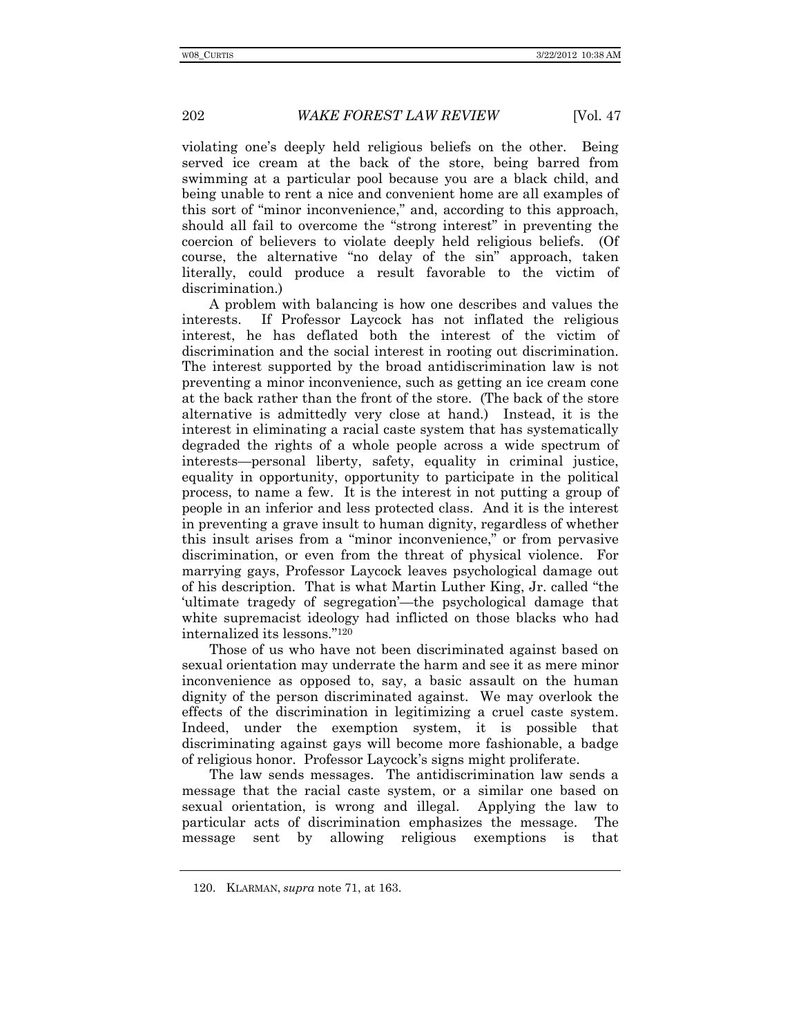violating one's deeply held religious beliefs on the other. Being served ice cream at the back of the store, being barred from swimming at a particular pool because you are a black child, and being unable to rent a nice and convenient home are all examples of this sort of "minor inconvenience," and, according to this approach, should all fail to overcome the "strong interest" in preventing the coercion of believers to violate deeply held religious beliefs. (Of course, the alternative "no delay of the sin" approach, taken literally, could produce a result favorable to the victim of discrimination.)

A problem with balancing is how one describes and values the interests. If Professor Laycock has not inflated the religious interest, he has deflated both the interest of the victim of discrimination and the social interest in rooting out discrimination. The interest supported by the broad antidiscrimination law is not preventing a minor inconvenience, such as getting an ice cream cone at the back rather than the front of the store. (The back of the store alternative is admittedly very close at hand.) Instead, it is the interest in eliminating a racial caste system that has systematically degraded the rights of a whole people across a wide spectrum of interests—personal liberty, safety, equality in criminal justice, equality in opportunity, opportunity to participate in the political process, to name a few. It is the interest in not putting a group of people in an inferior and less protected class. And it is the interest in preventing a grave insult to human dignity, regardless of whether this insult arises from a "minor inconvenience," or from pervasive discrimination, or even from the threat of physical violence. For marrying gays, Professor Laycock leaves psychological damage out of his description. That is what Martin Luther King, Jr. called "the 'ultimate tragedy of segregation'—the psychological damage that white supremacist ideology had inflicted on those blacks who had internalized its lessons."[120]

Those of us who have not been discriminated against based on sexual orientation may underrate the harm and see it as mere minor inconvenience as opposed to, say, a basic assault on the human dignity of the person discriminated against. We may overlook the effects of the discrimination in legitimizing a cruel caste system. Indeed, under the exemption system, it is possible that discriminating against gays will become more fashionable, a badge of religious honor. Professor Laycock's signs might proliferate.

The law sends messages. The antidiscrimination law sends a message that the racial caste system, or a similar one based on sexual orientation, is wrong and illegal. Applying the law to particular acts of discrimination emphasizes the message. The message sent by allowing religious exemptions is that

120. KLARMAN, *supra* note 71, at 163.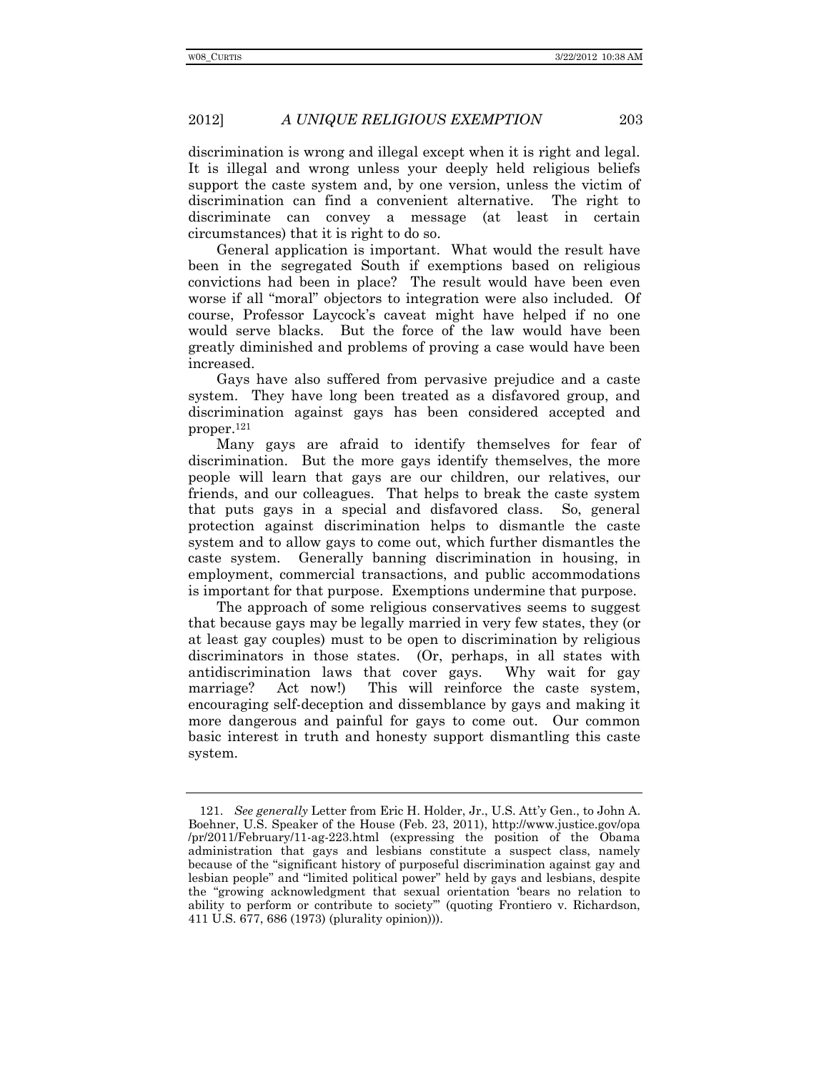discrimination is wrong and illegal except when it is right and legal. It is illegal and wrong unless your deeply held religious beliefs support the caste system and, by one version, unless the victim of discrimination can find a convenient alternative. The right to discriminate can convey a message (at least in certain circumstances) that it is right to do so.

General application is important. What would the result have been in the segregated South if exemptions based on religious convictions had been in place? The result would have been even worse if all "moral" objectors to integration were also included. Of course, Professor Laycock's caveat might have helped if no one would serve blacks. But the force of the law would have been greatly diminished and problems of proving a case would have been increased.

Gays have also suffered from pervasive prejudice and a caste system. They have long been treated as a disfavored group, and discrimination against gays has been considered accepted and proper.[121]

Many gays are afraid to identify themselves for fear of discrimination. But the more gays identify themselves, the more people will learn that gays are our children, our relatives, our friends, and our colleagues. That helps to break the caste system that puts gays in a special and disfavored class. So, general protection against discrimination helps to dismantle the caste system and to allow gays to come out, which further dismantles the caste system. Generally banning discrimination in housing, in employment, commercial transactions, and public accommodations is important for that purpose. Exemptions undermine that purpose.

The approach of some religious conservatives seems to suggest that because gays may be legally married in very few states, they (or at least gay couples) must to be open to discrimination by religious discriminators in those states. (Or, perhaps, in all states with antidiscrimination laws that cover gays. Why wait for gay marriage? Act now!) This will reinforce the caste system, encouraging self-deception and dissemblance by gays and making it more dangerous and painful for gays to come out. Our common basic interest in truth and honesty support dismantling this caste system.

---

121. *See generally* Letter from Eric H. Holder, Jr., U.S. Att'y Gen., to John A. Boehner, U.S. Speaker of the House (Feb. 23, 2011), http://www.justice.gov/opa/pr/2011/February/11-ag-223.html (expressing the position of the Obama administration that gays and lesbians constitute a suspect class, namely because of the "significant history of purposeful discrimination against gay and lesbian people" and "limited political power" held by gays and lesbians, despite the "growing acknowledgment that sexual orientation 'bears no relation to ability to perform or contribute to society'" (quoting Frontiero v. Richardson, 411 U.S. 677, 686 (1973) (plurality opinion))).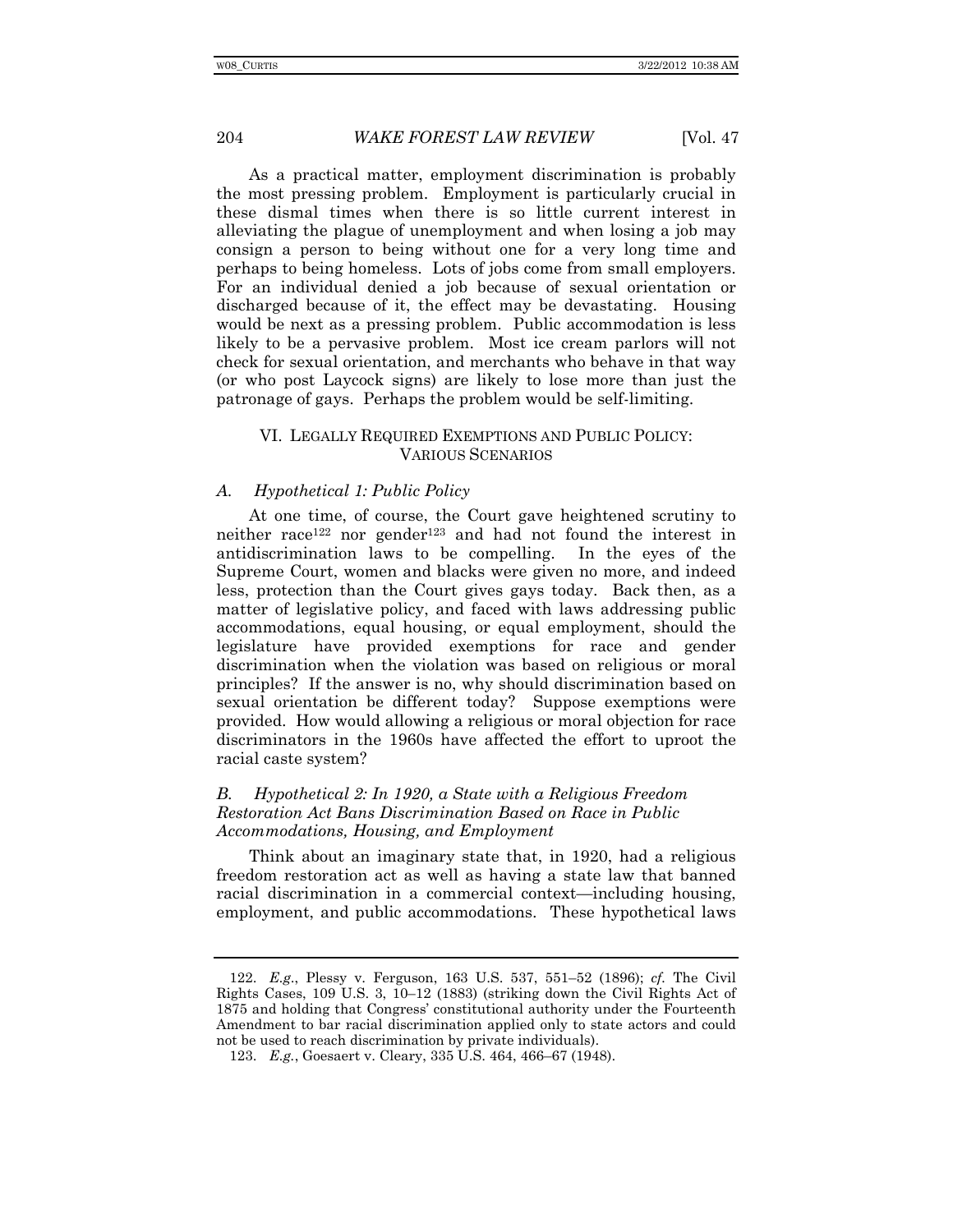As a practical matter, employment discrimination is probably the most pressing problem. Employment is particularly crucial in these dismal times when there is so little current interest in alleviating the plague of unemployment and when losing a job may consign a person to being without one for a very long time and perhaps to being homeless. Lots of jobs come from small employers. For an individual denied a job because of sexual orientation or discharged because of it, the effect may be devastating. Housing would be next as a pressing problem. Public accommodation is less likely to be a pervasive problem. Most ice cream parlors will not check for sexual orientation, and merchants who behave in that way (or who post Laycock signs) are likely to lose more than just the patronage of gays. Perhaps the problem would be self-limiting.

## VI. LEGALLY REQUIRED EXEMPTIONS AND PUBLIC POLICY: VARIOUS SCENARIOS

### *A. Hypothetical 1: Public Policy*

At one time, of course, the Court gave heightened scrutiny to neither race[122] nor gender[123] and had not found the interest in antidiscrimination laws to be compelling. In the eyes of the Supreme Court, women and blacks were given no more, and indeed less, protection than the Court gives gays today. Back then, as a matter of legislative policy, and faced with laws addressing public accommodations, equal housing, or equal employment, should the legislature have provided exemptions for race and gender discrimination when the violation was based on religious or moral principles? If the answer is no, why should discrimination based on sexual orientation be different today? Suppose exemptions were provided. How would allowing a religious or moral objection for race discriminators in the 1960s have affected the effort to uproot the racial caste system?

### *B. Hypothetical 2: In 1920, a State with a Religious Freedom Restoration Act Bans Discrimination Based on Race in Public Accommodations, Housing, and Employment*

Think about an imaginary state that, in 1920, had a religious freedom restoration act as well as having a state law that banned racial discrimination in a commercial context—including housing, employment, and public accommodations. These hypothetical laws

---

122. *E.g.*, Plessy v. Ferguson, 163 U.S. 537, 551–52 (1896); *cf.* The Civil Rights Cases, 109 U.S. 3, 10–12 (1883) (striking down the Civil Rights Act of 1875 and holding that Congress' constitutional authority under the Fourteenth Amendment to bar racial discrimination applied only to state actors and could not be used to reach discrimination by private individuals).

123. *E.g.*, Goesaert v. Cleary, 335 U.S. 464, 466–67 (1948).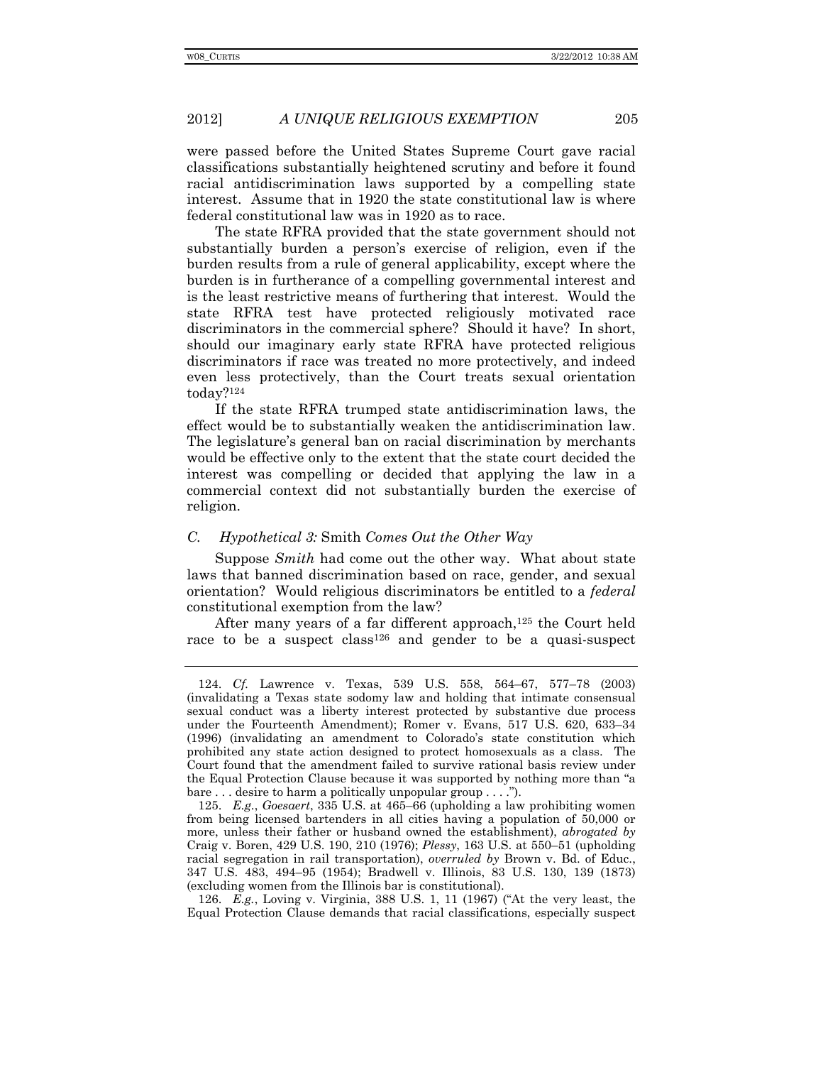were passed before the United States Supreme Court gave racial classifications substantially heightened scrutiny and before it found racial antidiscrimination laws supported by a compelling state interest. Assume that in 1920 the state constitutional law is where federal constitutional law was in 1920 as to race.

The state RFRA provided that the state government should not substantially burden a person's exercise of religion, even if the burden results from a rule of general applicability, except where the burden is in furtherance of a compelling governmental interest and is the least restrictive means of furthering that interest. Would the state RFRA test have protected religiously motivated race discriminators in the commercial sphere? Should it have? In short, should our imaginary early state RFRA have protected religious discriminators if race was treated no more protectively, and indeed even less protectively, than the Court treats sexual orientation today?[124]

If the state RFRA trumped state antidiscrimination laws, the effect would be to substantially weaken the antidiscrimination law. The legislature's general ban on racial discrimination by merchants would be effective only to the extent that the state court decided the interest was compelling or decided that applying the law in a commercial context did not substantially burden the exercise of religion.

### *C. Hypothetical 3:* Smith *Comes Out the Other Way*

Suppose *Smith* had come out the other way. What about state laws that banned discrimination based on race, gender, and sexual orientation? Would religious discriminators be entitled to a *federal* constitutional exemption from the law?

After many years of a far different approach,[125] the Court held race to be a suspect class[126] and gender to be a quasi-suspect

---

124. *Cf.* Lawrence v. Texas, 539 U.S. 558, 564–67, 577–78 (2003) (invalidating a Texas state sodomy law and holding that intimate consensual sexual conduct was a liberty interest protected by substantive due process under the Fourteenth Amendment); Romer v. Evans, 517 U.S. 620, 633–34 (1996) (invalidating an amendment to Colorado's state constitution which prohibited any state action designed to protect homosexuals as a class. The Court found that the amendment failed to survive rational basis review under the Equal Protection Clause because it was supported by nothing more than "a bare . . . desire to harm a politically unpopular group . . . .").

125. *E.g.*, *Goesaert*, 335 U.S. at 465–66 (upholding a law prohibiting women from being licensed bartenders in all cities having a population of 50,000 or more, unless their father or husband owned the establishment), *abrogated by* Craig v. Boren, 429 U.S. 190, 210 (1976); *Plessy*, 163 U.S. at 550–51 (upholding racial segregation in rail transportation), *overruled by* Brown v. Bd. of Educ., 347 U.S. 483, 494–95 (1954); Bradwell v. Illinois, 83 U.S. 130, 139 (1873) (excluding women from the Illinois bar is constitutional).

126. *E.g.*, Loving v. Virginia, 388 U.S. 1, 11 (1967) ("At the very least, the Equal Protection Clause demands that racial classifications, especially suspect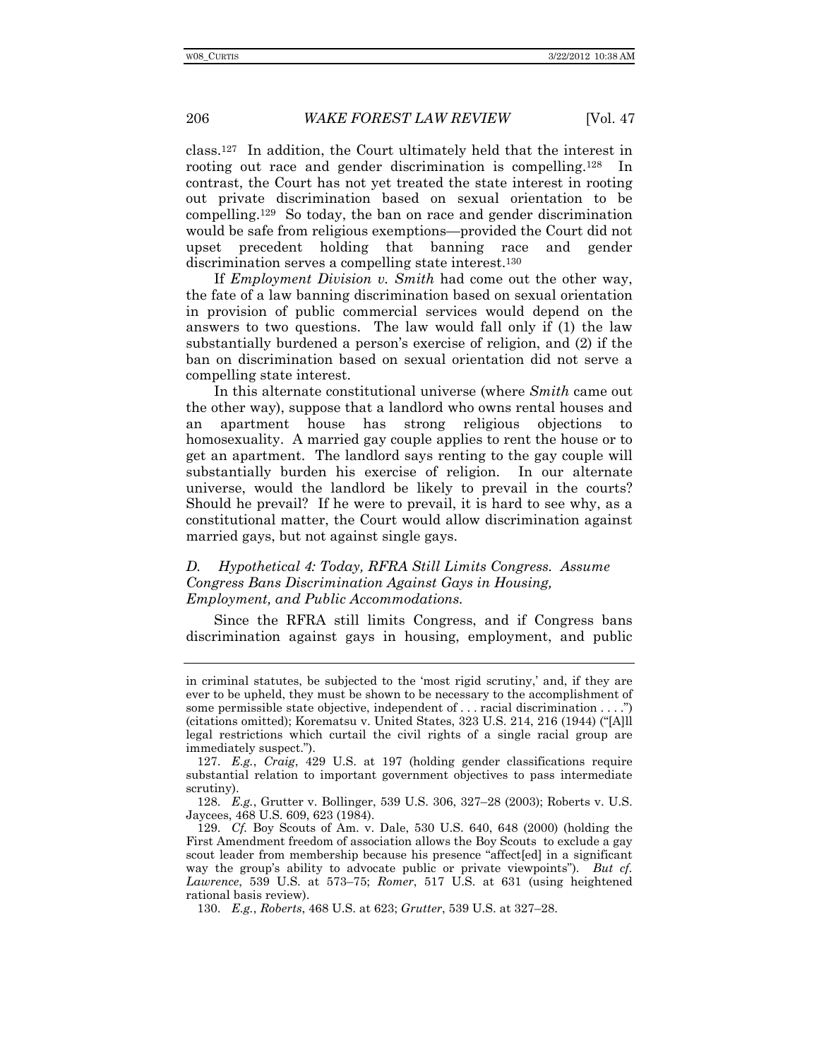class.[127] In addition, the Court ultimately held that the interest in rooting out race and gender discrimination is compelling.[128] In contrast, the Court has not yet treated the state interest in rooting out private discrimination based on sexual orientation to be compelling.[129] So today, the ban on race and gender discrimination would be safe from religious exemptions—provided the Court did not upset precedent holding that banning race and gender discrimination serves a compelling state interest.[130]

If *Employment Division v. Smith* had come out the other way, the fate of a law banning discrimination based on sexual orientation in provision of public commercial services would depend on the answers to two questions. The law would fall only if (1) the law substantially burdened a person's exercise of religion, and (2) if the ban on discrimination based on sexual orientation did not serve a compelling state interest.

In this alternate constitutional universe (where *Smith* came out the other way), suppose that a landlord who owns rental houses and an apartment house has strong religious objections to homosexuality. A married gay couple applies to rent the house or to get an apartment. The landlord says renting to the gay couple will substantially burden his exercise of religion. In our alternate universe, would the landlord be likely to prevail in the courts? Should he prevail? If he were to prevail, it is hard to see why, as a constitutional matter, the Court would allow discrimination against married gays, but not against single gays.

### *D. Hypothetical 4: Today, RFRA Still Limits Congress. Assume Congress Bans Discrimination Against Gays in Housing, Employment, and Public Accommodations.*

Since the RFRA still limits Congress, and if Congress bans discrimination against gays in housing, employment, and public

---

in criminal statutes, be subjected to the 'most rigid scrutiny,' and, if they are ever to be upheld, they must be shown to be necessary to the accomplishment of some permissible state objective, independent of . . . racial discrimination . . . .") (citations omitted); Korematsu v. United States, 323 U.S. 214, 216 (1944) ("[A]ll legal restrictions which curtail the civil rights of a single racial group are immediately suspect.").

127. *E.g.*, *Craig*, 429 U.S. at 197 (holding gender classifications require substantial relation to important government objectives to pass intermediate scrutiny).

128. *E.g.*, Grutter v. Bollinger, 539 U.S. 306, 327–28 (2003); Roberts v. U.S. Jaycees, 468 U.S. 609, 623 (1984).

129. *Cf.* Boy Scouts of Am. v. Dale, 530 U.S. 640, 648 (2000) (holding the First Amendment freedom of association allows the Boy Scouts to exclude a gay scout leader from membership because his presence "affect[ed] in a significant way the group's ability to advocate public or private viewpoints"). *But cf. Lawrence*, 539 U.S. at 573–75; *Romer*, 517 U.S. at 631 (using heightened rational basis review).

130. *E.g.*, *Roberts*, 468 U.S. at 623; *Grutter*, 539 U.S. at 327–28.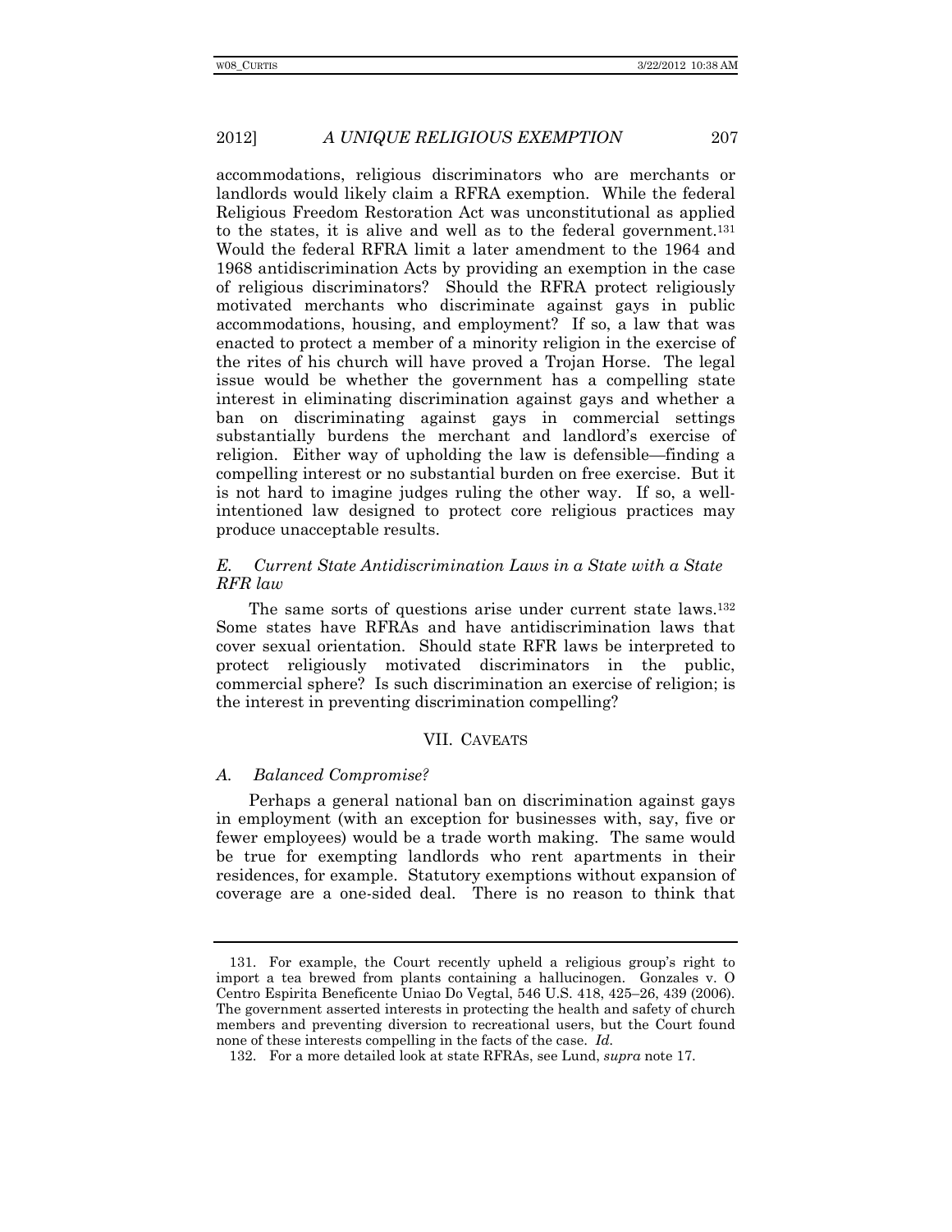accommodations, religious discriminators who are merchants or landlords would likely claim a RFRA exemption. While the federal Religious Freedom Restoration Act was unconstitutional as applied to the states, it is alive and well as to the federal government.[131] Would the federal RFRA limit a later amendment to the 1964 and 1968 antidiscrimination Acts by providing an exemption in the case of religious discriminators? Should the RFRA protect religiously motivated merchants who discriminate against gays in public accommodations, housing, and employment? If so, a law that was enacted to protect a member of a minority religion in the exercise of the rites of his church will have proved a Trojan Horse. The legal issue would be whether the government has a compelling state interest in eliminating discrimination against gays and whether a ban on discriminating against gays in commercial settings substantially burdens the merchant and landlord's exercise of religion. Either way of upholding the law is defensible—finding a compelling interest or no substantial burden on free exercise. But it is not hard to imagine judges ruling the other way. If so, a well-intentioned law designed to protect core religious practices may produce unacceptable results.

### *E. Current State Antidiscrimination Laws in a State with a State RFR law*

The same sorts of questions arise under current state laws.[132] Some states have RFRAs and have antidiscrimination laws that cover sexual orientation. Should state RFR laws be interpreted to protect religiously motivated discriminators in the public, commercial sphere? Is such discrimination an exercise of religion; is the interest in preventing discrimination compelling?

## VII. CAVEATS

### *A. Balanced Compromise?*

Perhaps a general national ban on discrimination against gays in employment (with an exception for businesses with, say, five or fewer employees) would be a trade worth making. The same would be true for exempting landlords who rent apartments in their residences, for example. Statutory exemptions without expansion of coverage are a one-sided deal. There is no reason to think that

---

131. For example, the Court recently upheld a religious group's right to import a tea brewed from plants containing a hallucinogen. Gonzales v. O Centro Espirita Beneficente Uniao Do Vegtal, 546 U.S. 418, 425–26, 439 (2006). The government asserted interests in protecting the health and safety of church members and preventing diversion to recreational users, but the Court found none of these interests compelling in the facts of the case. *Id.*

132. For a more detailed look at state RFRAs, see Lund, *supra* note 17.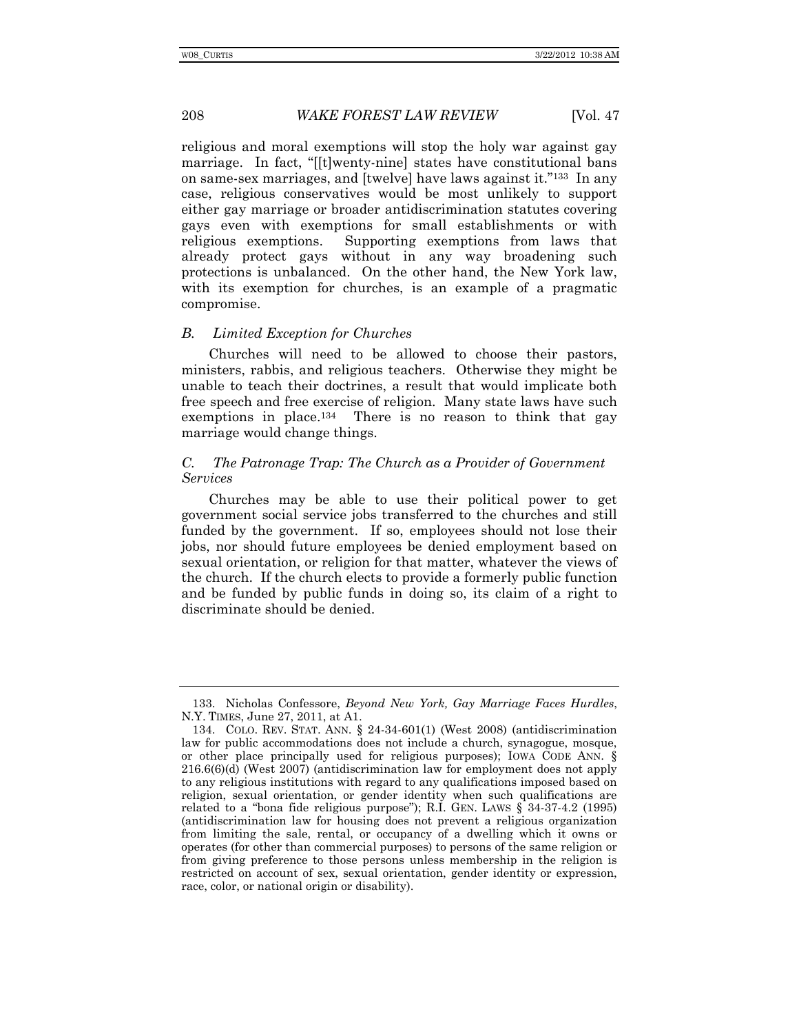religious and moral exemptions will stop the holy war against gay marriage. In fact, "[[t]wenty-nine] states have constitutional bans on same-sex marriages, and [twelve] have laws against it."[133] In any case, religious conservatives would be most unlikely to support either gay marriage or broader antidiscrimination statutes covering gays even with exemptions for small establishments or with religious exemptions. Supporting exemptions from laws that already protect gays without in any way broadening such protections is unbalanced. On the other hand, the New York law, with its exemption for churches, is an example of a pragmatic compromise.

### *B. Limited Exception for Churches*

Churches will need to be allowed to choose their pastors, ministers, rabbis, and religious teachers. Otherwise they might be unable to teach their doctrines, a result that would implicate both free speech and free exercise of religion. Many state laws have such exemptions in place.[134] There is no reason to think that gay marriage would change things.

### *C. The Patronage Trap: The Church as a Provider of Government Services*

Churches may be able to use their political power to get government social service jobs transferred to the churches and still funded by the government. If so, employees should not lose their jobs, nor should future employees be denied employment based on sexual orientation, or religion for that matter, whatever the views of the church. If the church elects to provide a formerly public function and be funded by public funds in doing so, its claim of a right to discriminate should be denied.

---

133. Nicholas Confessore, *Beyond New York, Gay Marriage Faces Hurdles*, N.Y. TIMES, June 27, 2011, at A1.

134. COLO. REV. STAT. ANN. § 24-34-601(1) (West 2008) (antidiscrimination law for public accommodations does not include a church, synagogue, mosque, or other place principally used for religious purposes); IOWA CODE ANN. § 216.6(6)(d) (West 2007) (antidiscrimination law for employment does not apply to any religious institutions with regard to any qualifications imposed based on religion, sexual orientation, or gender identity when such qualifications are related to a "bona fide religious purpose"); R.I. GEN. LAWS § 34-37-4.2 (1995) (antidiscrimination law for housing does not prevent a religious organization from limiting the sale, rental, or occupancy of a dwelling which it owns or operates (for other than commercial purposes) to persons of the same religion or from giving preference to those persons unless membership in the religion is restricted on account of sex, sexual orientation, gender identity or expression, race, color, or national origin or disability).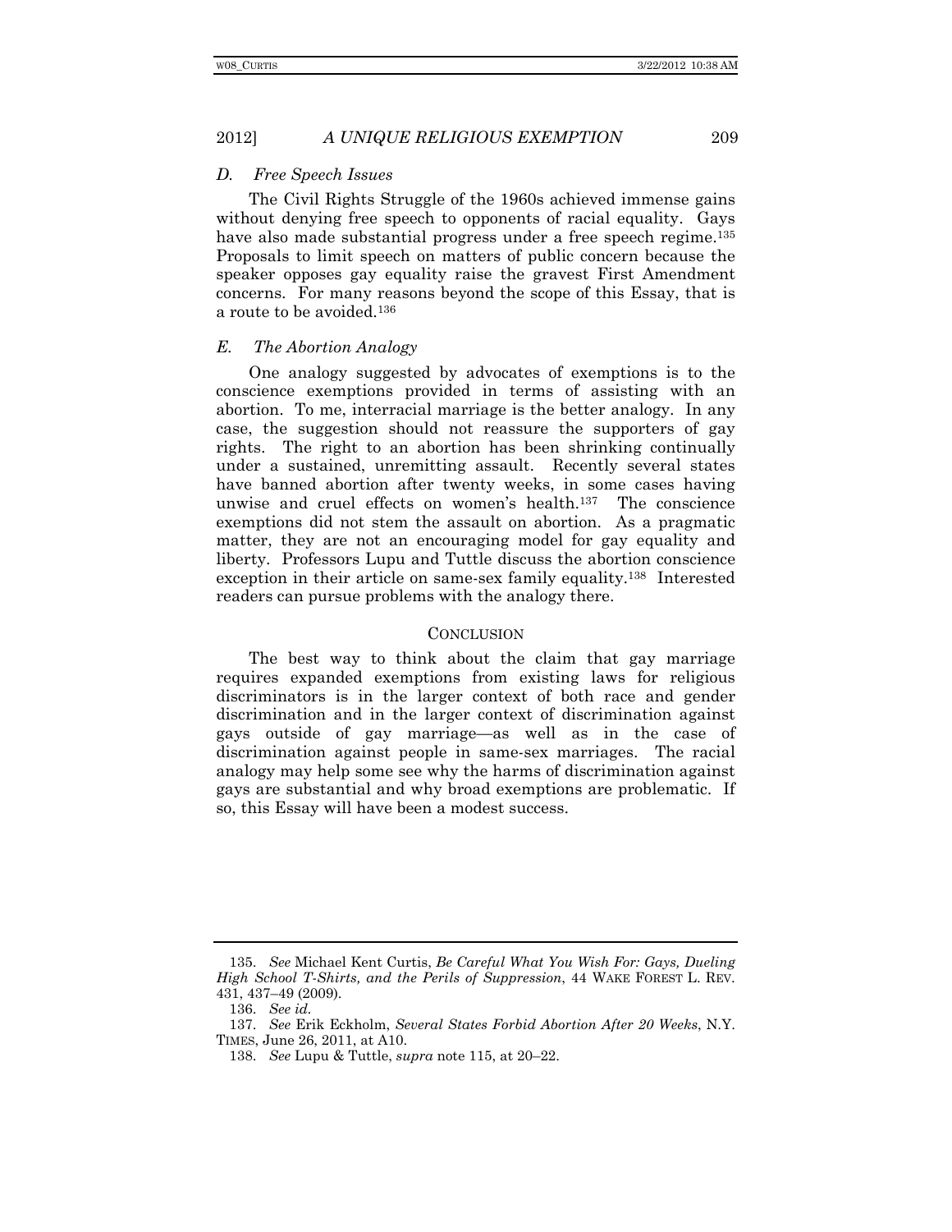### *D. Free Speech Issues*

The Civil Rights Struggle of the 1960s achieved immense gains without denying free speech to opponents of racial equality. Gays have also made substantial progress under a free speech regime.[135] Proposals to limit speech on matters of public concern because the speaker opposes gay equality raise the gravest First Amendment concerns. For many reasons beyond the scope of this Essay, that is a route to be avoided.[136]

### *E. The Abortion Analogy*

One analogy suggested by advocates of exemptions is to the conscience exemptions provided in terms of assisting with an abortion. To me, interracial marriage is the better analogy. In any case, the suggestion should not reassure the supporters of gay rights. The right to an abortion has been shrinking continually under a sustained, unremitting assault. Recently several states have banned abortion after twenty weeks, in some cases having unwise and cruel effects on women's health.[137] The conscience exemptions did not stem the assault on abortion. As a pragmatic matter, they are not an encouraging model for gay equality and liberty. Professors Lupu and Tuttle discuss the abortion conscience exception in their article on same-sex family equality.[138] Interested readers can pursue problems with the analogy there.

## CONCLUSION

The best way to think about the claim that gay marriage requires expanded exemptions from existing laws for religious discriminators is in the larger context of both race and gender discrimination and in the larger context of discrimination against gays outside of gay marriage—as well as in the case of discrimination against people in same-sex marriages. The racial analogy may help some see why the harms of discrimination against gays are substantial and why broad exemptions are problematic. If so, this Essay will have been a modest success.

---

135. *See* Michael Kent Curtis, *Be Careful What You Wish For: Gays, Dueling High School T-Shirts, and the Perils of Suppression*, 44 WAKE FOREST L. REV. 431, 437–49 (2009).

136. *See id.*

137. *See* Erik Eckholm, *Several States Forbid Abortion After 20 Weeks*, N.Y. TIMES, June 26, 2011, at A10.

138. *See* Lupu & Tuttle, *supra* note 115, at 20–22.